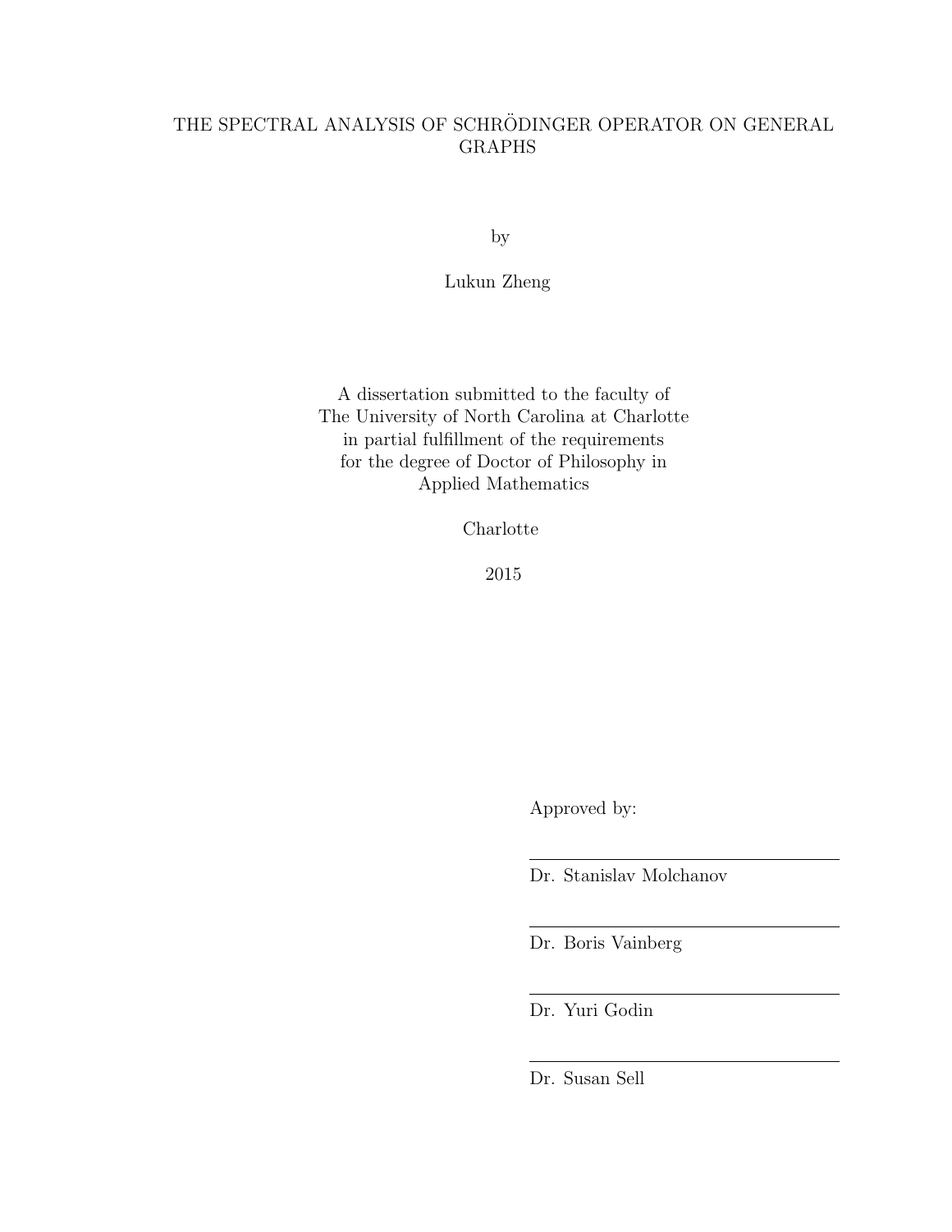# THE SPECTRAL ANALYSIS OF SCHRÖDINGER OPERATOR ON GENERAL GRAPHS

by

Lukun Zheng

A dissertation submitted to the faculty of
The University of North Carolina at Charlotte
in partial fulfillment of the requirements
for the degree of Doctor of Philosophy in
Applied Mathematics

Charlotte

2015

Approved by:

---

Dr. Stanislav Molchanov

---

Dr. Boris Vainberg

---

Dr. Yuri Godin

---

Dr. Susan Sell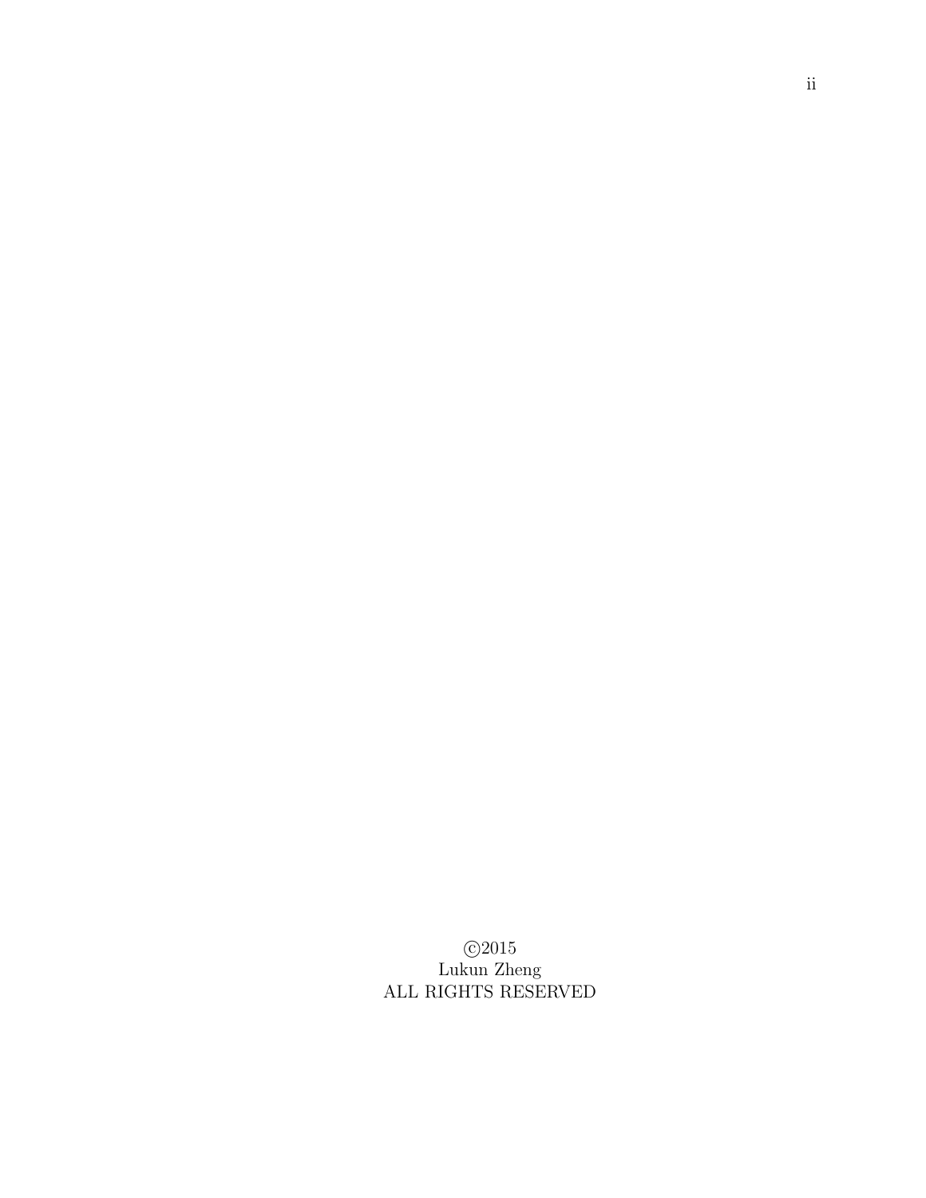©2015

Lukun Zheng

ALL RIGHTS RESERVED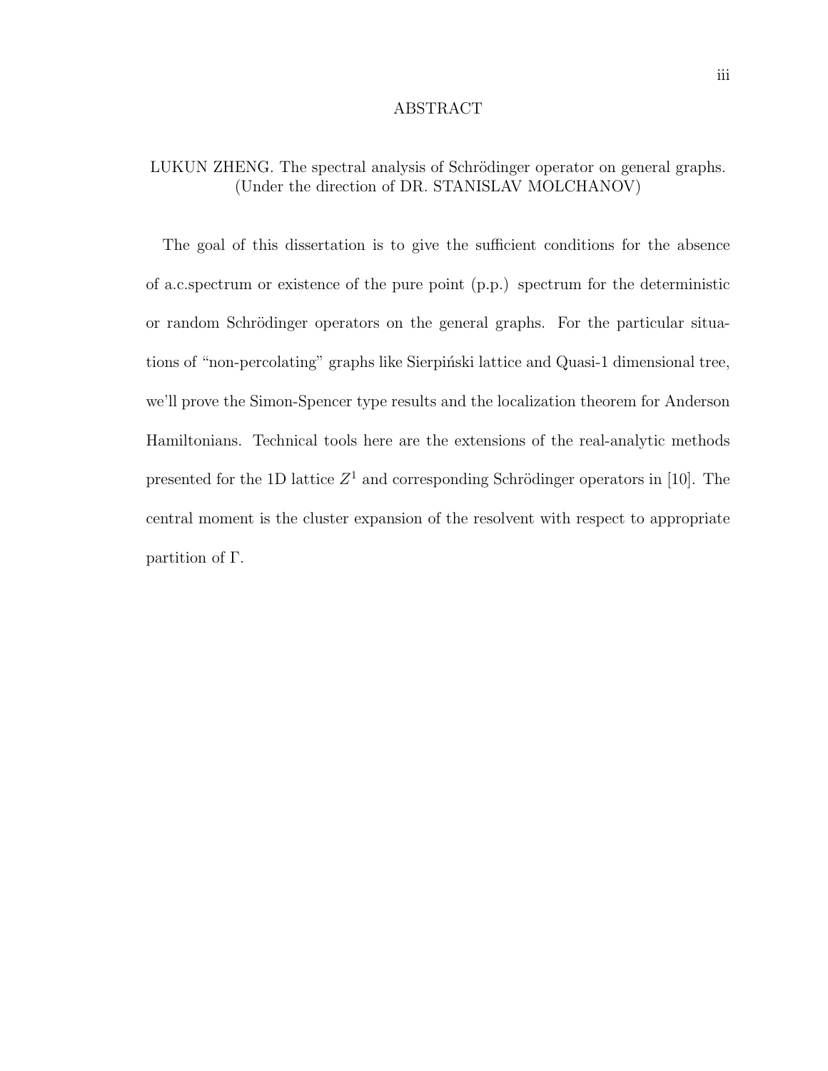# ABSTRACT

LUKUN ZHENG. The spectral analysis of Schrödinger operator on general graphs. (Under the direction of DR. STANISLAV MOLCHANOV)

The goal of this dissertation is to give the sufficient conditions for the absence of a.c.spectrum or existence of the pure point (p.p.) spectrum for the deterministic or random Schrödinger operators on the general graphs. For the particular situations of "non-percolating" graphs like Sierpiński lattice and Quasi-1 dimensional tree, we'll prove the Simon-Spencer type results and the localization theorem for Anderson Hamiltonians. Technical tools here are the extensions of the real-analytic methods presented for the 1D lattice $Z^1$ and corresponding Schrödinger operators in [10]. The central moment is the cluster expansion of the resolvent with respect to appropriate partition of $\Gamma$.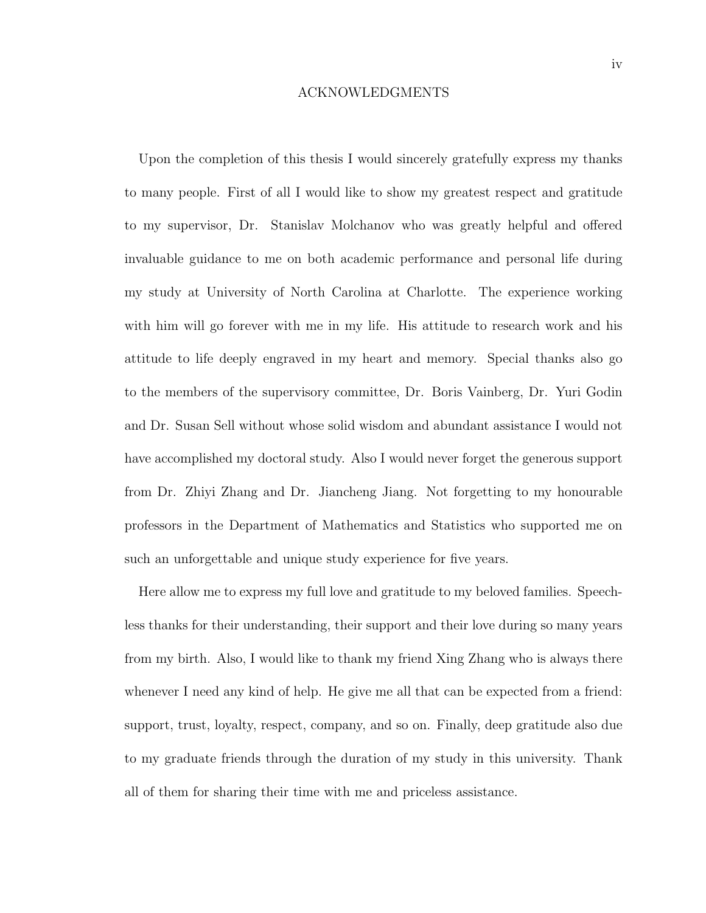# ACKNOWLEDGMENTS

Upon the completion of this thesis I would sincerely gratefully express my thanks to many people. First of all I would like to show my greatest respect and gratitude to my supervisor, Dr. Stanislav Molchanov who was greatly helpful and offered invaluable guidance to me on both academic performance and personal life during my study at University of North Carolina at Charlotte. The experience working with him will go forever with me in my life. His attitude to research work and his attitude to life deeply engraved in my heart and memory. Special thanks also go to the members of the supervisory committee, Dr. Boris Vainberg, Dr. Yuri Godin and Dr. Susan Sell without whose solid wisdom and abundant assistance I would not have accomplished my doctoral study. Also I would never forget the generous support from Dr. Zhiyi Zhang and Dr. Jiancheng Jiang. Not forgetting to my honourable professors in the Department of Mathematics and Statistics who supported me on such an unforgettable and unique study experience for five years.

Here allow me to express my full love and gratitude to my beloved families. Speechless thanks for their understanding, their support and their love during so many years from my birth. Also, I would like to thank my friend Xing Zhang who is always there whenever I need any kind of help. He give me all that can be expected from a friend: support, trust, loyalty, respect, company, and so on. Finally, deep gratitude also due to my graduate friends through the duration of my study in this university. Thank all of them for sharing their time with me and priceless assistance.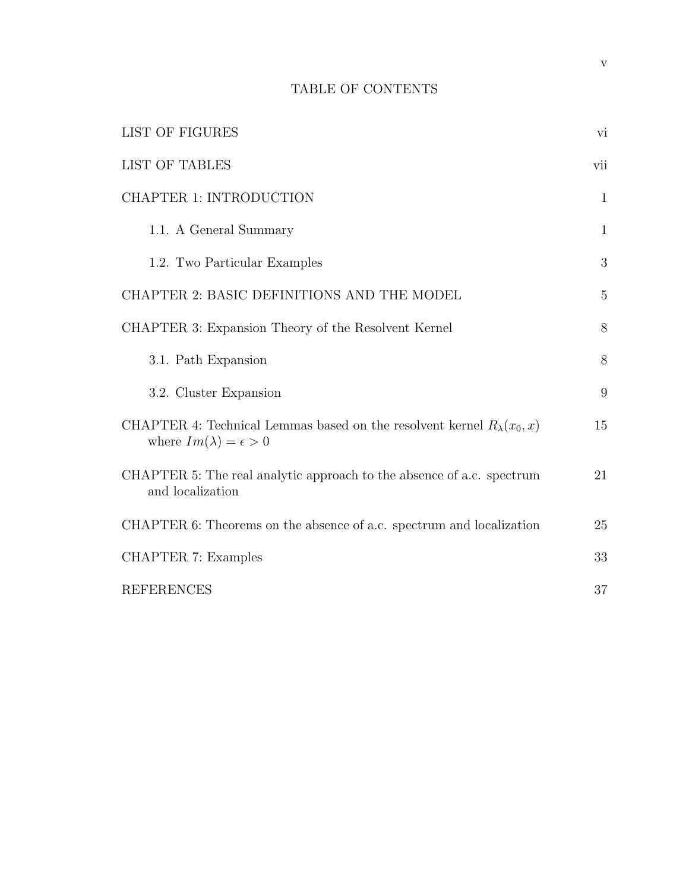# TABLE OF CONTENTS

| | |
|---|---|
| LIST OF FIGURES | vi |
| LIST OF TABLES | vii |
| CHAPTER 1: INTRODUCTION | 1 |
| 1.1. A General Summary | 1 |
| 1.2. Two Particular Examples | 3 |
| CHAPTER 2: BASIC DEFINITIONS AND THE MODEL | 5 |
| CHAPTER 3: Expansion Theory of the Resolvent Kernel | 8 |
| 3.1. Path Expansion | 8 |
| 3.2. Cluster Expansion | 9 |
| CHAPTER 4: Technical Lemmas based on the resolvent kernel $R_\lambda(x_0, x)$ where $Im(\lambda) = \epsilon > 0$ | 15 |
| CHAPTER 5: The real analytic approach to the absence of a.c. spectrum and localization | 21 |
| CHAPTER 6: Theorems on the absence of a.c. spectrum and localization | 25 |
| CHAPTER 7: Examples | 33 |
| REFERENCES | 37 |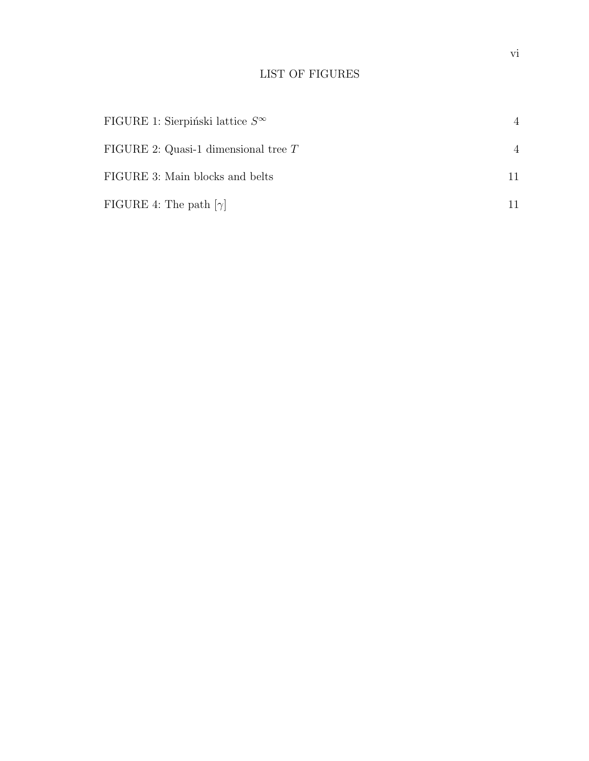# LIST OF FIGURES

| | |
|---|---|
| FIGURE 1: Sierpiński lattice $S^{\infty}$ | 4 |
| FIGURE 2: Quasi-1 dimensional tree $T$ | 4 |
| FIGURE 3: Main blocks and belts | 11 |
| FIGURE 4: The path $[\gamma]$ | 11 |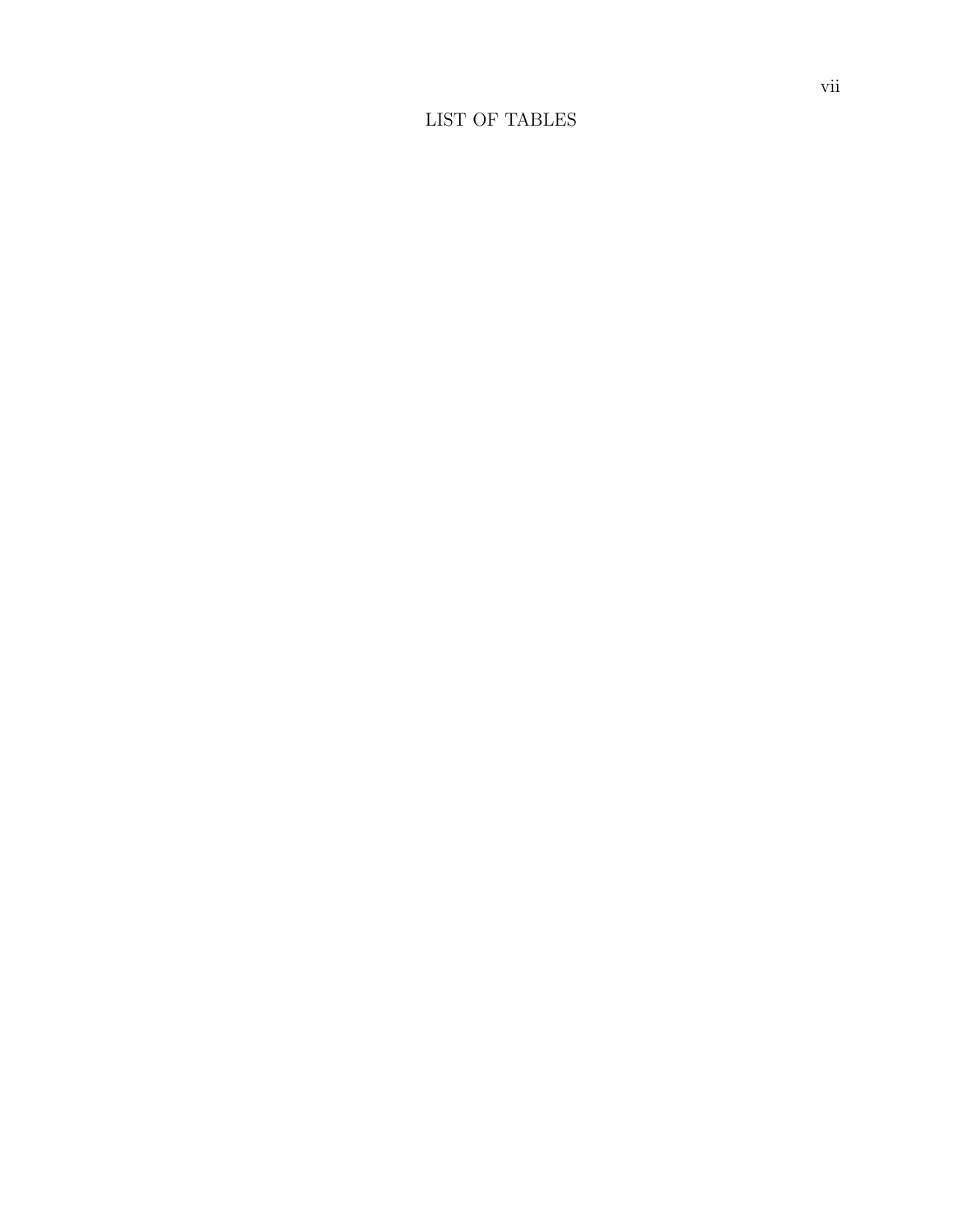# LIST OF TABLES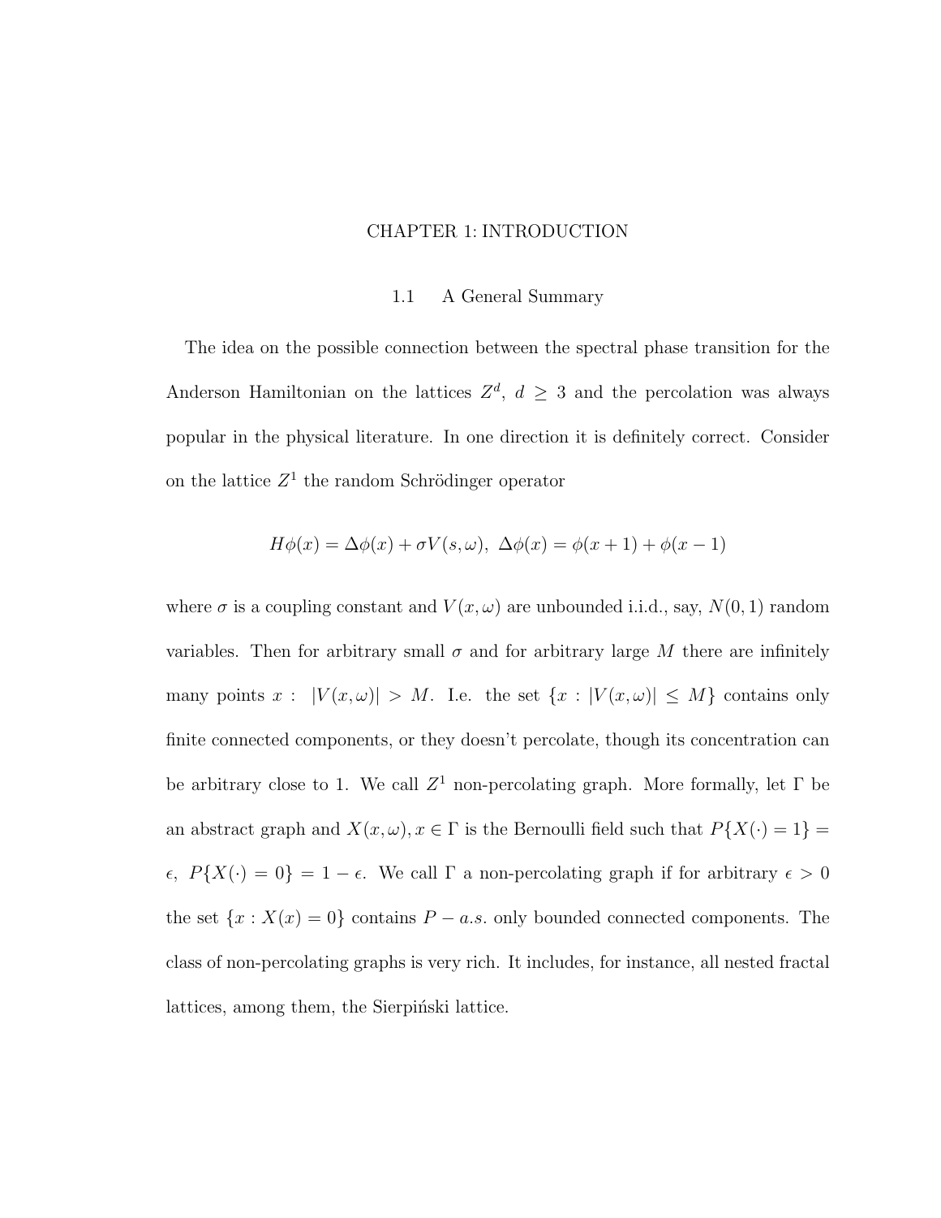# CHAPTER 1: INTRODUCTION

## 1.1 A General Summary

The idea on the possible connection between the spectral phase transition for the Anderson Hamiltonian on the lattices $Z^d$, $d \geq 3$ and the percolation was always popular in the physical literature. In one direction it is definitely correct. Consider on the lattice $Z^1$ the random Schrödinger operator

$$H\phi(x) = \Delta\phi(x) + \sigma V(s, \omega),\ \Delta\phi(x) = \phi(x+1) + \phi(x-1)$$

where $\sigma$ is a coupling constant and $V(x, \omega)$ are unbounded i.i.d., say, $N(0, 1)$ random variables. Then for arbitrary small $\sigma$ and for arbitrary large $M$ there are infinitely many points $x :\ |V(x, \omega)| > M$. I.e. the set $\{x : |V(x, \omega)| \leq M\}$ contains only finite connected components, or they doesn't percolate, though its concentration can be arbitrary close to 1. We call $Z^1$ non-percolating graph. More formally, let $\Gamma$ be an abstract graph and $X(x, \omega), x \in \Gamma$ is the Bernoulli field such that $P\{X(\cdot) = 1\} = \epsilon,\ P\{X(\cdot) = 0\} = 1 - \epsilon$. We call $\Gamma$ a non-percolating graph if for arbitrary $\epsilon > 0$ the set $\{x : X(x) = 0\}$ contains $P-a.s.$ only bounded connected components. The class of non-percolating graphs is very rich. It includes, for instance, all nested fractal lattices, among them, the Sierpiński lattice.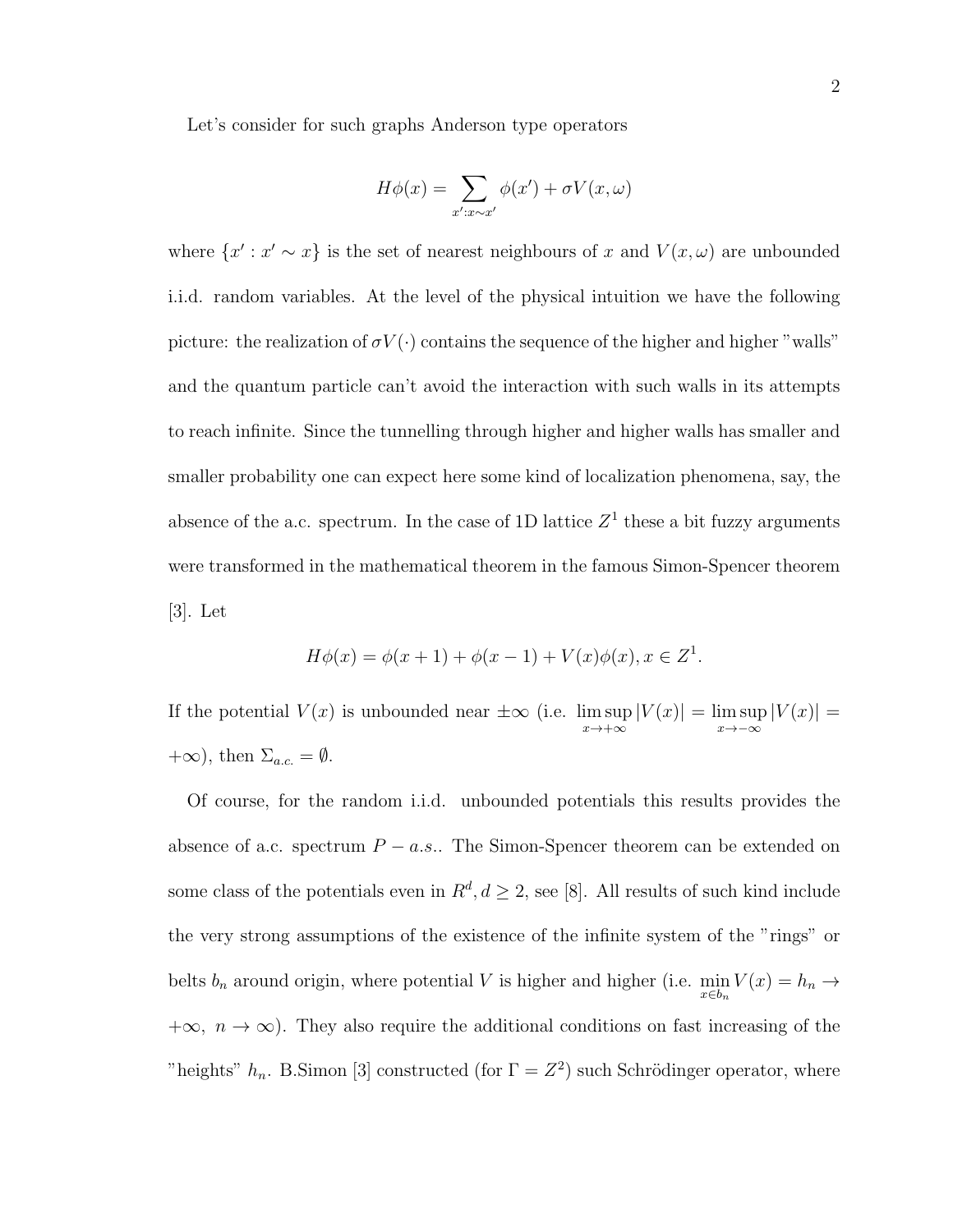Let's consider for such graphs Anderson type operators

$$H\phi(x) = \sum_{x': x \sim x'} \phi(x') + \sigma V(x, \omega)$$

where $\{x' : x' \sim x\}$ is the set of nearest neighbours of $x$ and $V(x, \omega)$ are unbounded i.i.d. random variables. At the level of the physical intuition we have the following picture: the realization of $\sigma V(\cdot)$ contains the sequence of the higher and higher "walls" and the quantum particle can't avoid the interaction with such walls in its attempts to reach infinite. Since the tunnelling through higher and higher walls has smaller and smaller probability one can expect here some kind of localization phenomena, say, the absence of the a.c. spectrum. In the case of 1D lattice $Z^1$ these a bit fuzzy arguments were transformed in the mathematical theorem in the famous Simon-Spencer theorem [3]. Let

$$H\phi(x) = \phi(x+1) + \phi(x-1) + V(x)\phi(x), x \in Z^1.$$

If the potential $V(x)$ is unbounded near $\pm\infty$ (i.e. $\limsup_{x \to +\infty} |V(x)| = \limsup_{x \to -\infty} |V(x)| = +\infty$), then $\Sigma_{a.c.} = \emptyset$.

Of course, for the random i.i.d. unbounded potentials this results provides the absence of a.c. spectrum $P - a.s.$. The Simon-Spencer theorem can be extended on some class of the potentials even in $R^d, d \geq 2$, see [8]. All results of such kind include the very strong assumptions of the existence of the infinite system of the "rings" or belts $b_n$ around origin, where potential $V$ is higher and higher (i.e. $\min_{x \in b_n} V(x) = h_n \to +\infty,\ n \to \infty$). They also require the additional conditions on fast increasing of the "heights" $h_n$. B.Simon [3] constructed (for $\Gamma = Z^2$) such Schrödinger operator, where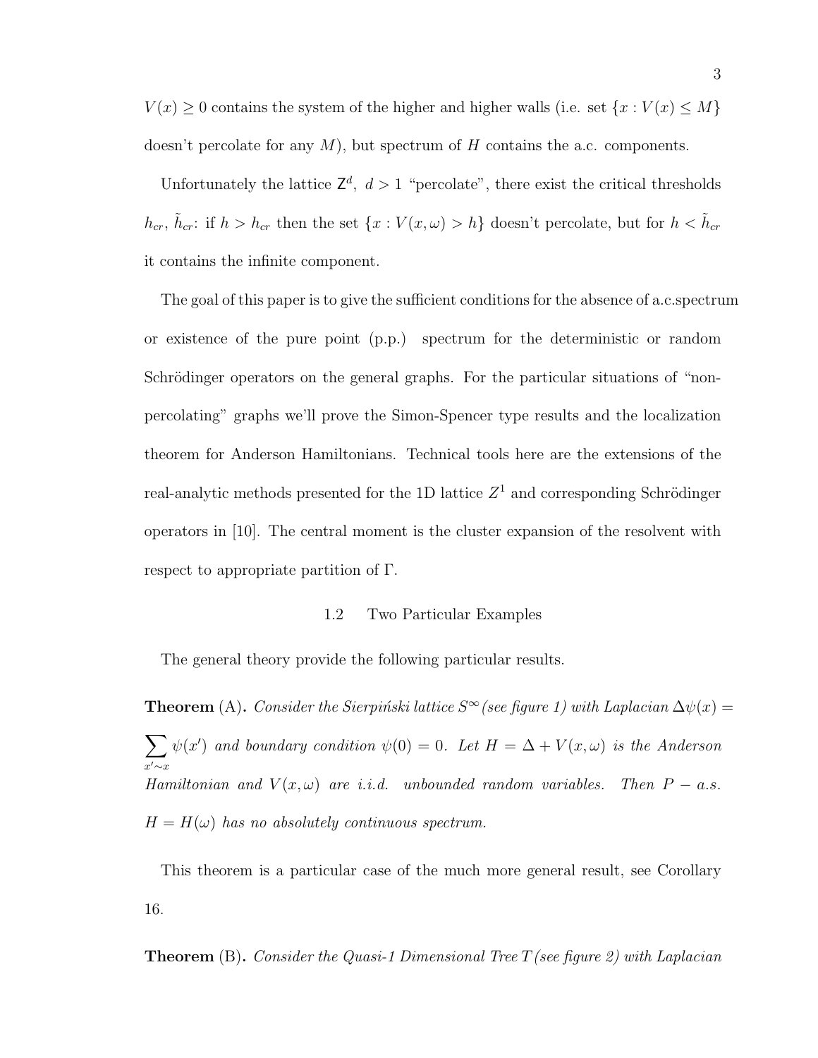$V(x) \geq 0$ contains the system of the higher and higher walls (i.e. set $\{x : V(x) \leq M\}$ doesn't percolate for any $M$), but spectrum of $H$ contains the a.c. components.

Unfortunately the lattice $\mathsf{Z}^d$, $d > 1$ "percolate", there exist the critical thresholds $h_{cr}$, $\tilde{h}_{cr}$: if $h > h_{cr}$ then the set $\{x : V(x, \omega) > h\}$ doesn't percolate, but for $h < \tilde{h}_{cr}$ it contains the infinite component.

The goal of this paper is to give the sufficient conditions for the absence of a.c.spectrum or existence of the pure point (p.p.) spectrum for the deterministic or random Schrödinger operators on the general graphs. For the particular situations of "non-percolating" graphs we'll prove the Simon-Spencer type results and the localization theorem for Anderson Hamiltonians. Technical tools here are the extensions of the real-analytic methods presented for the 1D lattice $Z^1$ and corresponding Schrödinger operators in [10]. The central moment is the cluster expansion of the resolvent with respect to appropriate partition of $\Gamma$.

### 1.2 Two Particular Examples

The general theory provide the following particular results.

**Theorem** (A)**.** *Consider the Sierpiński lattice $S^\infty$ (see figure 1) with Laplacian $\Delta\psi(x) = \sum_{x' \sim x} \psi(x')$ and boundary condition $\psi(0) = 0$. Let $H = \Delta + V(x, \omega)$ is the Anderson Hamiltonian and $V(x, \omega)$ are i.i.d. unbounded random variables. Then $P-a.s.$ $H = H(\omega)$ has no absolutely continuous spectrum.*

This theorem is a particular case of the much more general result, see Corollary 16.

**Theorem** (B)**.** *Consider the Quasi-1 Dimensional Tree $T$ (see figure 2) with Laplacian*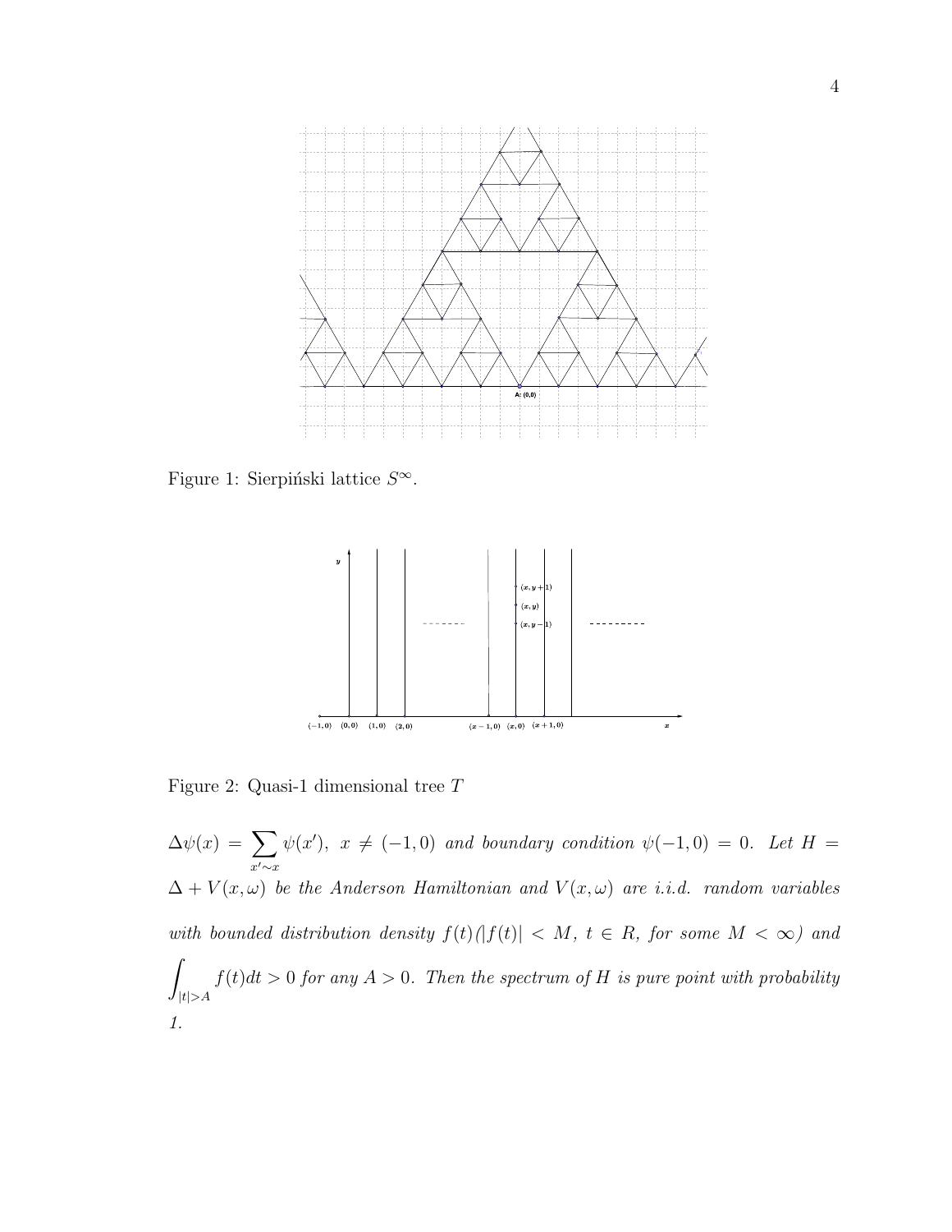Figure 1: Sierpiński lattice $S^\infty$.

Figure 2: Quasi-1 dimensional tree $T$

*$\Delta\psi(x) = \sum_{x'\sim x} \psi(x')$, $x \neq (-1,0)$ and boundary condition $\psi(-1,0) = 0$. Let $H = \Delta + V(x,\omega)$ be the Anderson Hamiltonian and $V(x,\omega)$ are i.i.d. random variables with bounded distribution density $f(t)$($|f(t)| < M$, $t \in R$, for some $M < \infty$) and $\int_{|t|>A} f(t)dt > 0$ for any $A > 0$. Then the spectrum of $H$ is pure point with probability 1.*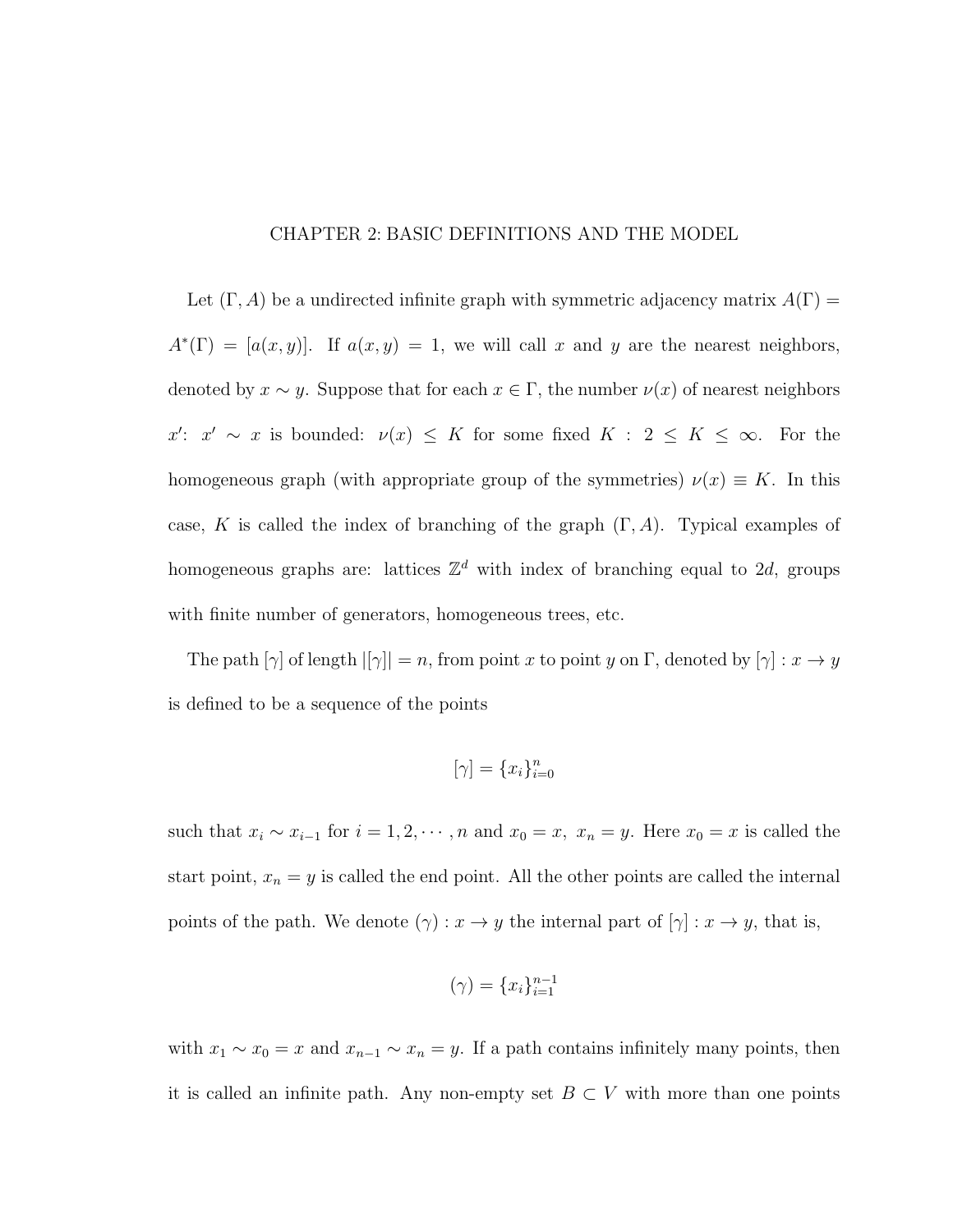# CHAPTER 2: BASIC DEFINITIONS AND THE MODEL

Let $(\Gamma, A)$ be a undirected infinite graph with symmetric adjacency matrix $A(\Gamma) = A^*(\Gamma) = [a(x,y)]$. If $a(x,y) = 1$, we will call $x$ and $y$ are the nearest neighbors, denoted by $x \sim y$. Suppose that for each $x \in \Gamma$, the number $\nu(x)$ of nearest neighbors $x'$: $x' \sim x$ is bounded: $\nu(x) \leq K$ for some fixed $K : 2 \leq K \leq \infty$. For the homogeneous graph (with appropriate group of the symmetries) $\nu(x) \equiv K$. In this case, $K$ is called the index of branching of the graph $(\Gamma, A)$. Typical examples of homogeneous graphs are: lattices $\mathbb{Z}^d$ with index of branching equal to $2d$, groups with finite number of generators, homogeneous trees, etc.

The path $[\gamma]$ of length $|[\gamma]| = n$, from point $x$ to point $y$ on $\Gamma$, denoted by $[\gamma] : x \to y$ is defined to be a sequence of the points

$$[\gamma] = \{x_i\}_{i=0}^{n}$$

such that $x_i \sim x_{i-1}$ for $i = 1, 2, \cdots, n$ and $x_0 = x,\ x_n = y$. Here $x_0 = x$ is called the start point, $x_n = y$ is called the end point. All the other points are called the internal points of the path. We denote $(\gamma) : x \to y$ the internal part of $[\gamma] : x \to y$, that is,

$$(\gamma) = \{x_i\}_{i=1}^{n-1}$$

with $x_1 \sim x_0 = x$ and $x_{n-1} \sim x_n = y$. If a path contains infinitely many points, then it is called an infinite path. Any non-empty set $B \subset V$ with more than one points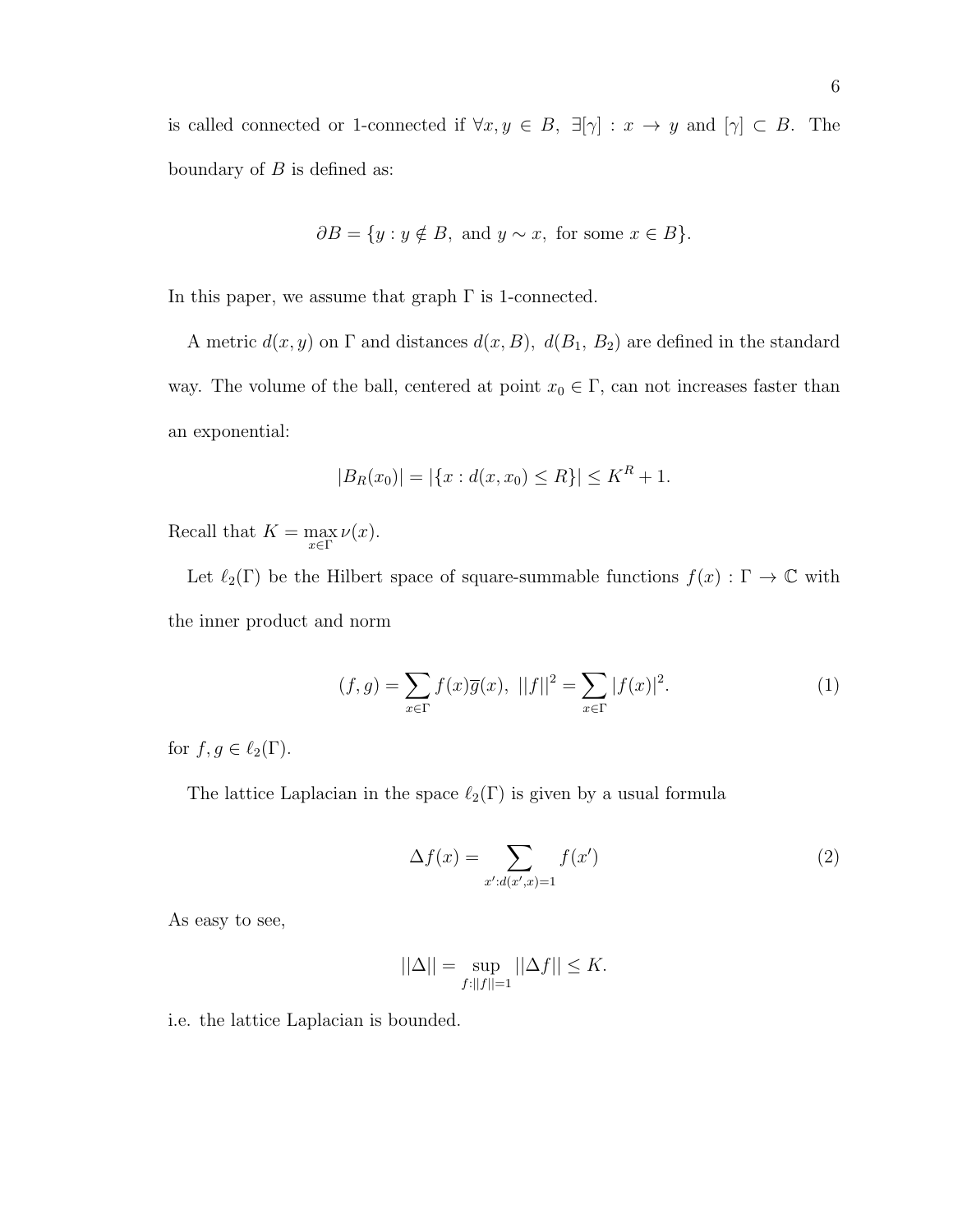is called connected or 1-connected if $\forall x, y \in B$, $\exists[\gamma] : x \to y$ and $[\gamma] \subset B$. The boundary of $B$ is defined as:

$$\partial B = \{y : y \notin B, \text{ and } y \sim x, \text{ for some } x \in B\}.$$

In this paper, we assume that graph $\Gamma$ is 1-connected.

A metric $d(x, y)$ on $\Gamma$ and distances $d(x, B)$, $d(B_1, B_2)$ are defined in the standard way. The volume of the ball, centered at point $x_0 \in \Gamma$, can not increases faster than an exponential:

$$|B_R(x_0)| = |\{x : d(x, x_0) \leq R\}| \leq K^R + 1.$$

Recall that $K = \max_{x \in \Gamma} \nu(x)$.

Let $\ell_2(\Gamma)$ be the Hilbert space of square-summable functions $f(x) : \Gamma \to \mathbb{C}$ with the inner product and norm

$$(f, g) = \sum_{x \in \Gamma} f(x)\overline{g}(x), \ ||f||^2 = \sum_{x \in \Gamma} |f(x)|^2. \tag{1}$$

for $f, g \in \ell_2(\Gamma)$.

The lattice Laplacian in the space $\ell_2(\Gamma)$ is given by a usual formula

$$\Delta f(x) = \sum_{x' : d(x', x) = 1} f(x') \tag{2}$$

As easy to see,

$$||\Delta|| = \sup_{f : ||f|| = 1} ||\Delta f|| \leq K.$$

i.e. the lattice Laplacian is bounded.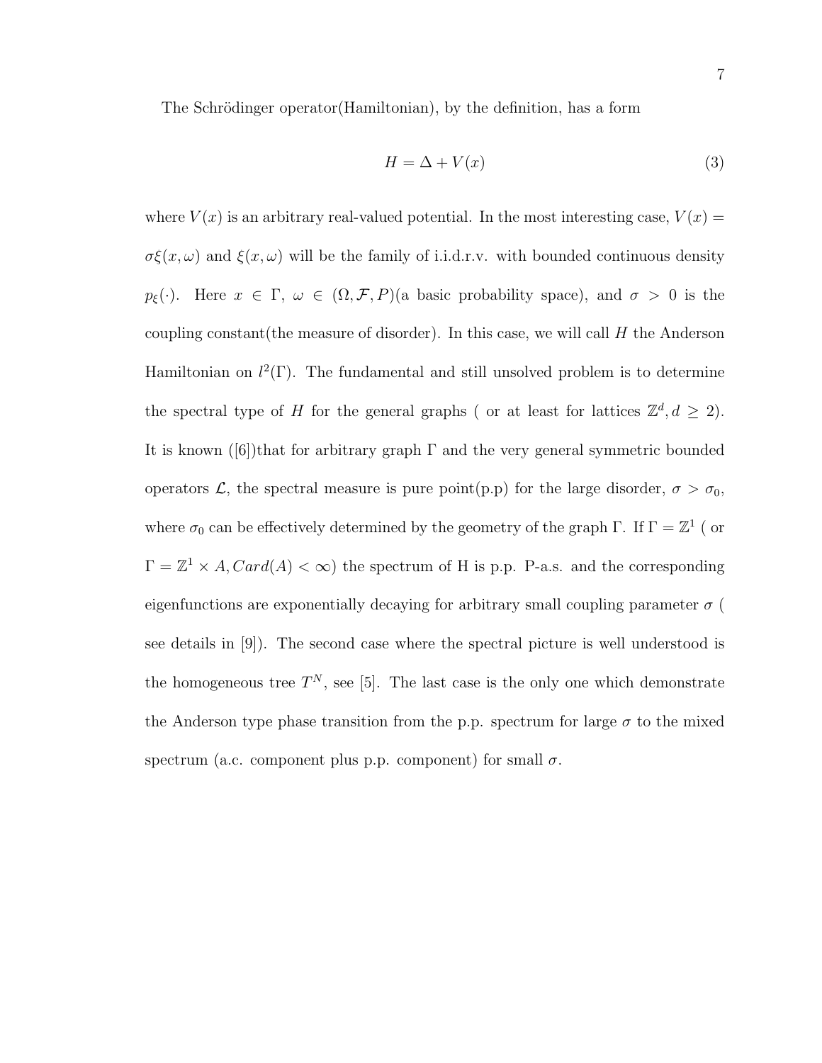The Schrödinger operator(Hamiltonian), by the definition, has a form

$$H = \Delta + V(x) \tag{3}$$

where $V(x)$ is an arbitrary real-valued potential. In the most interesting case, $V(x) = \sigma\xi(x,\omega)$ and $\xi(x,\omega)$ will be the family of i.i.d.r.v. with bounded continuous density $p_\xi(\cdot)$. Here $x \in \Gamma$, $\omega \in (\Omega, \mathcal{F}, P)$(a basic probability space), and $\sigma > 0$ is the coupling constant(the measure of disorder). In this case, we will call $H$ the Anderson Hamiltonian on $l^2(\Gamma)$. The fundamental and still unsolved problem is to determine the spectral type of $H$ for the general graphs ( or at least for lattices $\mathbb{Z}^d, d \geq 2$). It is known ([6])that for arbitrary graph $\Gamma$ and the very general symmetric bounded operators $\mathcal{L}$, the spectral measure is pure point(p.p) for the large disorder, $\sigma > \sigma_0$, where $\sigma_0$ can be effectively determined by the geometry of the graph $\Gamma$. If $\Gamma = \mathbb{Z}^1$ ( or $\Gamma = \mathbb{Z}^1 \times A, Card(A) < \infty$) the spectrum of H is p.p. P-a.s. and the corresponding eigenfunctions are exponentially decaying for arbitrary small coupling parameter $\sigma$ ( see details in [9]). The second case where the spectral picture is well understood is the homogeneous tree $T^N$, see [5]. The last case is the only one which demonstrate the Anderson type phase transition from the p.p. spectrum for large $\sigma$ to the mixed spectrum (a.c. component plus p.p. component) for small $\sigma$.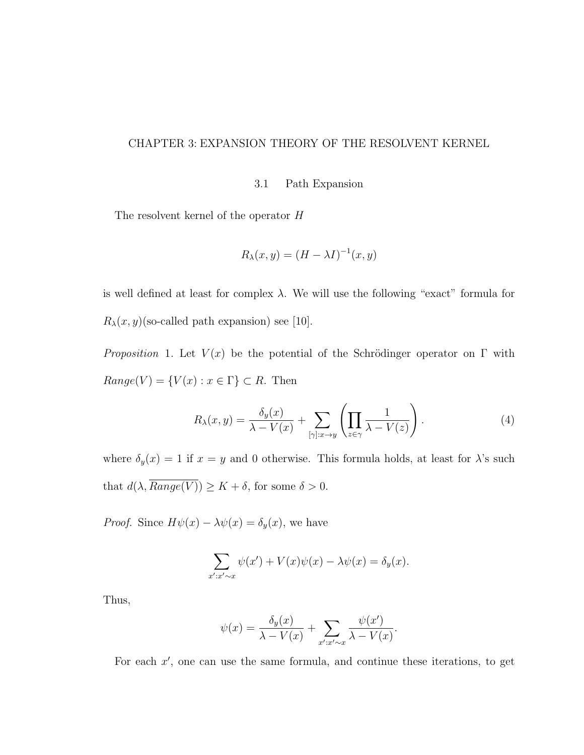# CHAPTER 3: EXPANSION THEORY OF THE RESOLVENT KERNEL

## 3.1 Path Expansion

The resolvent kernel of the operator $H$

$$R_\lambda(x, y) = (H - \lambda I)^{-1}(x, y)$$

is well defined at least for complex $\lambda$. We will use the following "exact" formula for $R_\lambda(x, y)$(so-called path expansion) see [10].

*Proposition* 1. Let $V(x)$ be the potential of the Schrödinger operator on $\Gamma$ with $Range(V) = \{V(x) : x \in \Gamma\} \subset R$. Then

$$R_\lambda(x, y) = \frac{\delta_y(x)}{\lambda - V(x)} + \sum_{[\gamma]:x \to y} \left( \prod_{z \in \gamma} \frac{1}{\lambda - V(z)} \right). \tag{4}$$

where $\delta_y(x) = 1$ if $x = y$ and 0 otherwise. This formula holds, at least for $\lambda$'s such that $d(\lambda, \overline{Range(V)}) \geq K + \delta$, for some $\delta > 0$.

*Proof.* Since $H\psi(x) - \lambda\psi(x) = \delta_y(x)$, we have

$$\sum_{x':x' \sim x} \psi(x') + V(x)\psi(x) - \lambda\psi(x) = \delta_y(x).$$

Thus,

$$\psi(x) = \frac{\delta_y(x)}{\lambda - V(x)} + \sum_{x':x' \sim x} \frac{\psi(x')}{\lambda - V(x)}.$$

For each $x'$, one can use the same formula, and continue these iterations, to get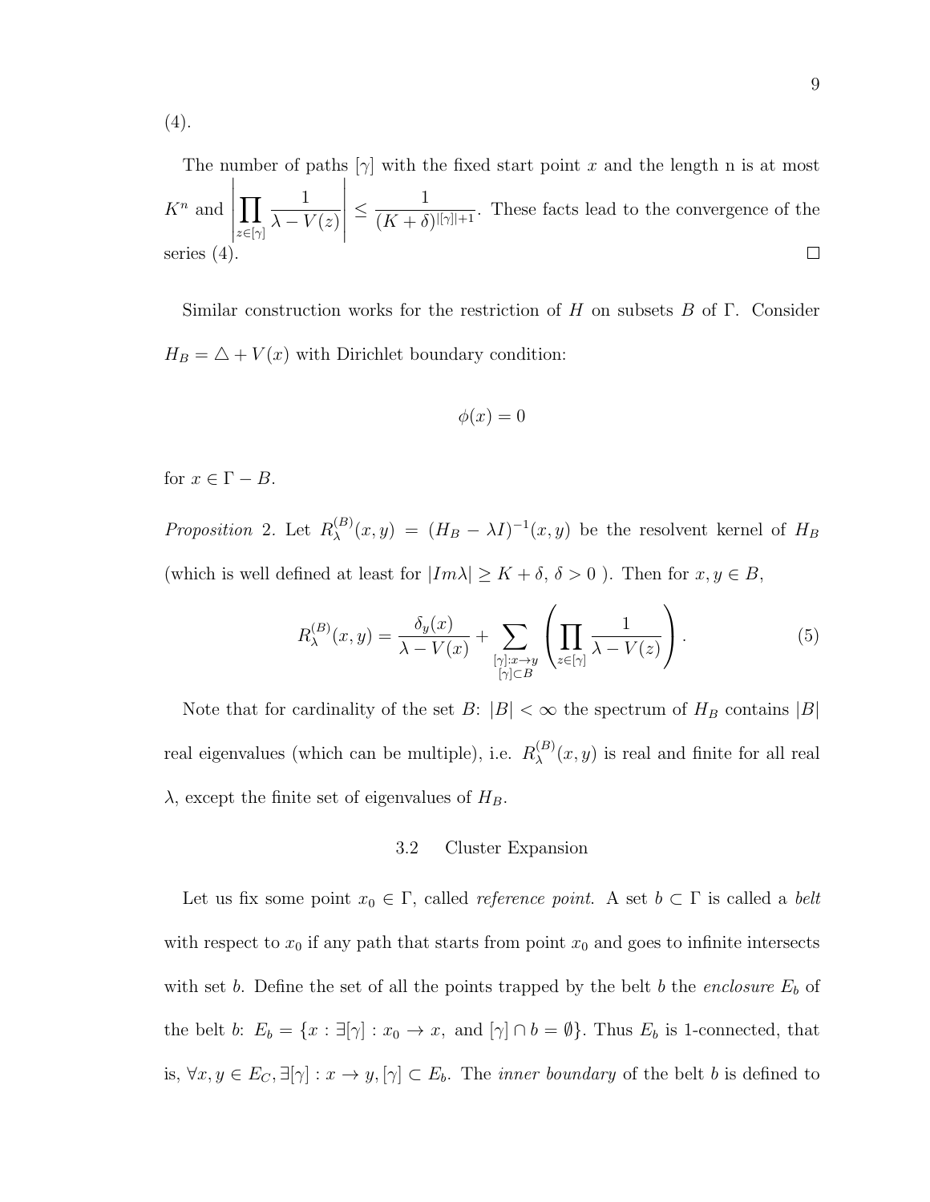(4).

The number of paths $[\gamma]$ with the fixed start point $x$ and the length n is at most $K^n$ and $\left|\prod_{z\in[\gamma]} \frac{1}{\lambda - V(z)}\right| \leq \frac{1}{(K+\delta)^{|[\gamma]|+1}}$. These facts lead to the convergence of the series (4). $\square$

Similar construction works for the restriction of $H$ on subsets $B$ of $\Gamma$. Consider $H_B = \triangle + V(x)$ with Dirichlet boundary condition:

$$\phi(x) = 0$$

for $x \in \Gamma - B$.

*Proposition* 2. Let $R_\lambda^{(B)}(x,y) = (H_B - \lambda I)^{-1}(x,y)$ be the resolvent kernel of $H_B$ (which is well defined at least for $|Im\lambda| \geq K + \delta$, $\delta > 0$ ). Then for $x, y \in B$,

$$R_\lambda^{(B)}(x,y) = \frac{\delta_y(x)}{\lambda - V(x)} + \sum_{\substack{[\gamma]:x\to y \\ [\gamma]\subset B}} \left( \prod_{z\in[\gamma]} \frac{1}{\lambda - V(z)} \right). \tag{5}$$

Note that for cardinality of the set $B$: $|B| < \infty$ the spectrum of $H_B$ contains $|B|$ real eigenvalues (which can be multiple), i.e. $R_\lambda^{(B)}(x,y)$ is real and finite for all real $\lambda$, except the finite set of eigenvalues of $H_B$.

### 3.2 Cluster Expansion

Let us fix some point $x_0 \in \Gamma$, called *reference point*. A set $b \subset \Gamma$ is called a *belt* with respect to $x_0$ if any path that starts from point $x_0$ and goes to infinite intersects with set $b$. Define the set of all the points trapped by the belt $b$ the *enclosure* $E_b$ of the belt $b$: $E_b = \{x : \exists[\gamma] : x_0 \to x, \text{ and } [\gamma] \cap b = \emptyset\}$. Thus $E_b$ is 1-connected, that is, $\forall x, y \in E_C, \exists[\gamma] : x \to y, [\gamma] \subset E_b$. The *inner boundary* of the belt $b$ is defined to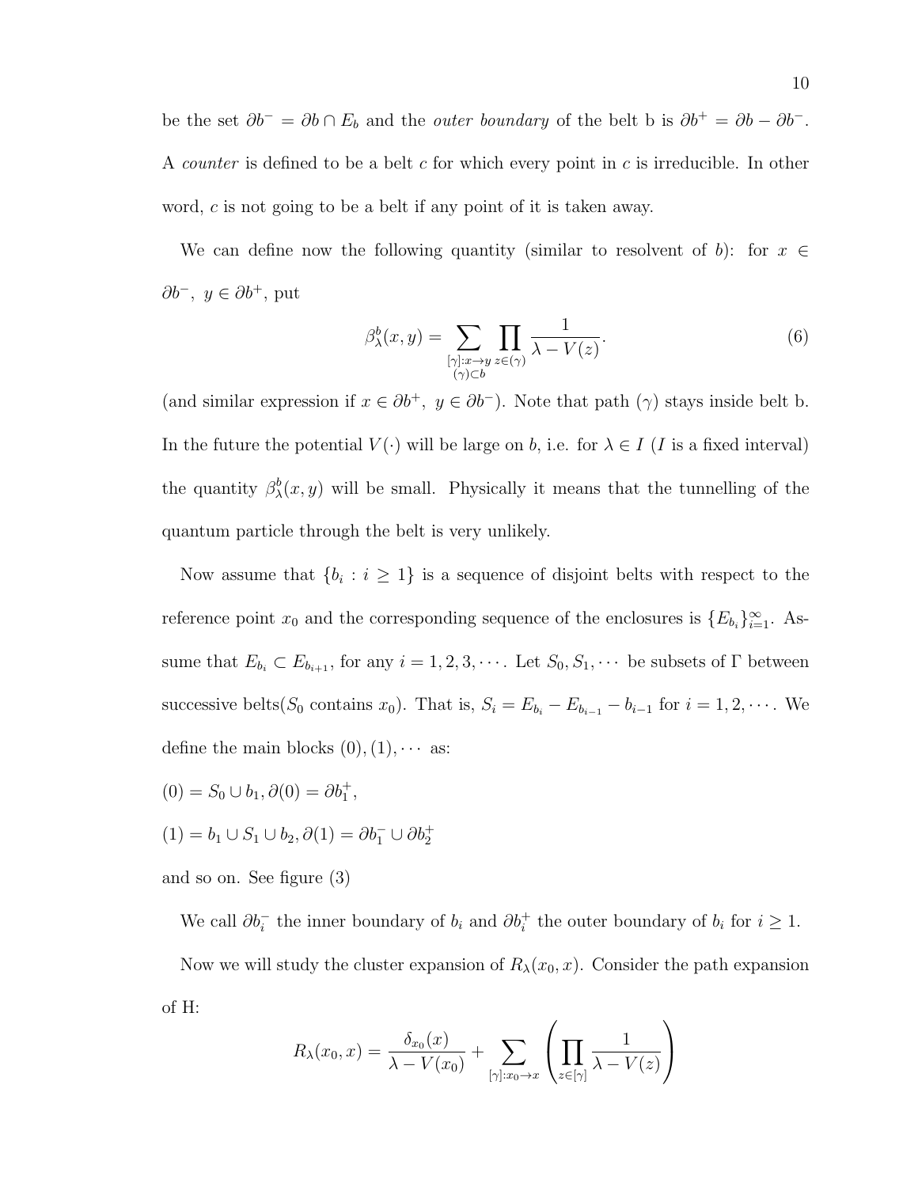be the set $\partial b^- = \partial b \cap E_b$ and the *outer boundary* of the belt b is $\partial b^+ = \partial b - \partial b^-$. A *counter* is defined to be a belt $c$ for which every point in $c$ is irreducible. In other word, $c$ is not going to be a belt if any point of it is taken away.

We can define now the following quantity (similar to resolvent of $b$): for $x \in \partial b^-,\ y \in \partial b^+$, put

$$\beta^b_\lambda(x, y) = \sum_{\substack{[\gamma]:x \to y \\ (\gamma) \subset b}} \prod_{z \in (\gamma)} \frac{1}{\lambda - V(z)}. \tag{6}$$

(and similar expression if $x \in \partial b^+,\ y \in \partial b^-$). Note that path $(\gamma)$ stays inside belt b. In the future the potential $V(\cdot)$ will be large on $b$, i.e. for $\lambda \in I$ ($I$ is a fixed interval) the quantity $\beta^b_\lambda(x, y)$ will be small. Physically it means that the tunnelling of the quantum particle through the belt is very unlikely.

Now assume that $\{b_i : i \geq 1\}$ is a sequence of disjoint belts with respect to the reference point $x_0$ and the corresponding sequence of the enclosures is $\{E_{b_i}\}_{i=1}^{\infty}$. Assume that $E_{b_i} \subset E_{b_{i+1}}$, for any $i = 1, 2, 3, \cdots$. Let $S_0, S_1, \cdots$ be subsets of $\Gamma$ between successive belts($S_0$ contains $x_0$). That is, $S_i = E_{b_i} - E_{b_{i-1}} - b_{i-1}$ for $i = 1, 2, \cdots$. We define the main blocks $(0), (1), \cdots$ as:

$(0) = S_0 \cup b_1, \partial(0) = \partial b_1^+$,

$(1) = b_1 \cup S_1 \cup b_2, \partial(1) = \partial b_1^- \cup \partial b_2^+$

and so on. See figure (3)

We call $\partial b_i^-$ the inner boundary of $b_i$ and $\partial b_i^+$ the outer boundary of $b_i$ for $i \geq 1$.

Now we will study the cluster expansion of $R_\lambda(x_0, x)$. Consider the path expansion of H:

$$R_\lambda(x_0, x) = \frac{\delta_{x_0}(x)}{\lambda - V(x_0)} + \sum_{[\gamma]:x_0 \to x} \left( \prod_{z \in [\gamma]} \frac{1}{\lambda - V(z)} \right)$$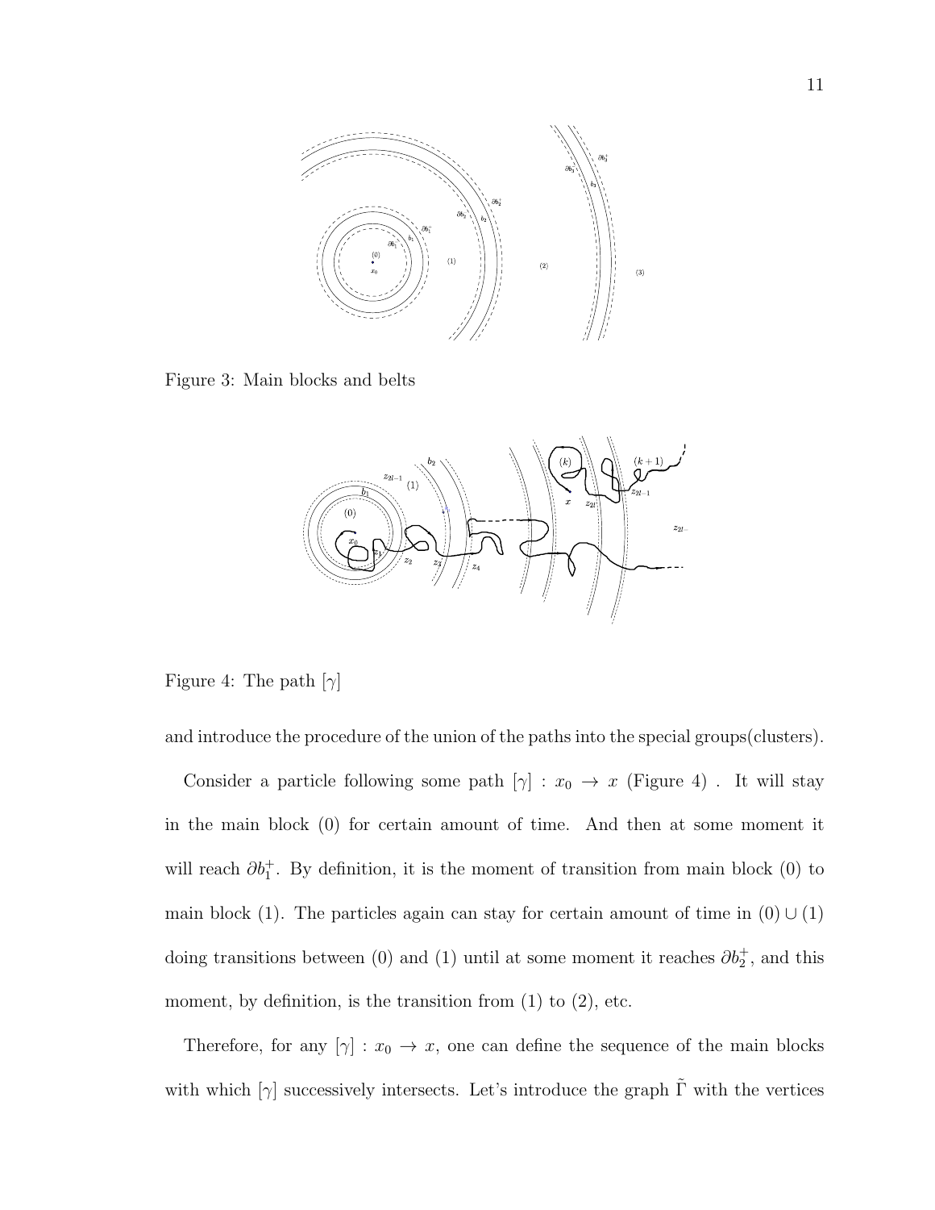Figure 3: Main blocks and belts

Figure 4: The path $[\gamma]$

and introduce the procedure of the union of the paths into the special groups(clusters).

Consider a particle following some path $[\gamma] : x_0 \to x$ (Figure 4) . It will stay in the main block (0) for certain amount of time. And then at some moment it will reach $\partial b_1^+$. By definition, it is the moment of transition from main block (0) to main block (1). The particles again can stay for certain amount of time in $(0) \cup (1)$ doing transitions between (0) and (1) until at some moment it reaches $\partial b_2^+$, and this moment, by definition, is the transition from (1) to (2), etc.

Therefore, for any $[\gamma] : x_0 \to x$, one can define the sequence of the main blocks with which $[\gamma]$ successively intersects. Let's introduce the graph $\tilde{\Gamma}$ with the vertices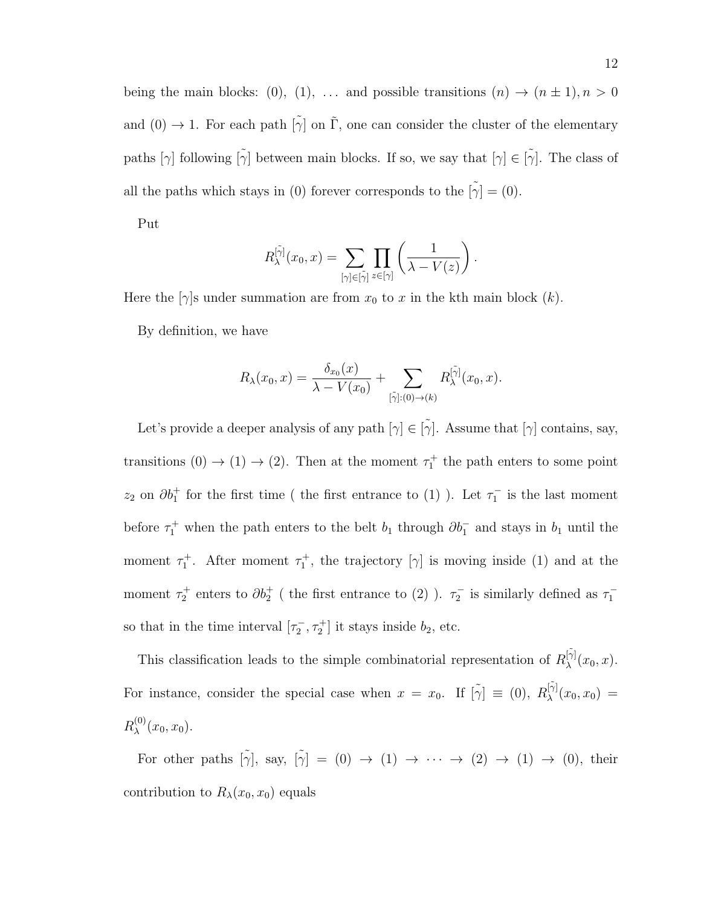being the main blocks: (0), (1), $\ldots$ and possible transitions $(n) \to (n \pm 1), n > 0$ and $(0) \to 1$. For each path $[\tilde{\gamma}]$ on $\tilde{\Gamma}$, one can consider the cluster of the elementary paths $[\gamma]$ following $[\tilde{\gamma}]$ between main blocks. If so, we say that $[\gamma] \in [\tilde{\gamma}]$. The class of all the paths which stays in (0) forever corresponds to the $[\tilde{\gamma}] = (0)$.

Put

$$R_\lambda^{[\tilde{\gamma}]}(x_0, x) = \sum_{[\gamma] \in [\tilde{\gamma}]} \prod_{z \in [\gamma]} \left( \frac{1}{\lambda - V(z)} \right).$$

Here the $[\gamma]$s under summation are from $x_0$ to $x$ in the kth main block $(k)$.

By definition, we have

$$R_\lambda(x_0, x) = \frac{\delta_{x_0}(x)}{\lambda - V(x_0)} + \sum_{[\tilde{\gamma}]:(0) \to (k)} R_\lambda^{[\tilde{\gamma}]}(x_0, x).$$

Let's provide a deeper analysis of any path $[\gamma] \in [\tilde{\gamma}]$. Assume that $[\gamma]$ contains, say, transitions $(0) \to (1) \to (2)$. Then at the moment $\tau_1^+$ the path enters to some point $z_2$ on $\partial b_1^+$ for the first time ( the first entrance to (1) ). Let $\tau_1^-$ is the last moment before $\tau_1^+$ when the path enters to the belt $b_1$ through $\partial b_1^-$ and stays in $b_1$ until the moment $\tau_1^+$. After moment $\tau_1^+$, the trajectory $[\gamma]$ is moving inside (1) and at the moment $\tau_2^+$ enters to $\partial b_2^+$ ( the first entrance to (2) ). $\tau_2^-$ is similarly defined as $\tau_1^-$ so that in the time interval $[\tau_2^-, \tau_2^+]$ it stays inside $b_2$, etc.

This classification leads to the simple combinatorial representation of $R_\lambda^{[\tilde{\gamma}]}(x_0, x)$. For instance, consider the special case when $x = x_0$. If $[\tilde{\gamma}] \equiv (0)$, $R_\lambda^{[\tilde{\gamma}]}(x_0, x_0) = R_\lambda^{(0)}(x_0, x_0)$.

For other paths $[\tilde{\gamma}]$, say, $[\tilde{\gamma}] = (0) \to (1) \to \cdots \to (2) \to (1) \to (0)$, their contribution to $R_\lambda(x_0, x_0)$ equals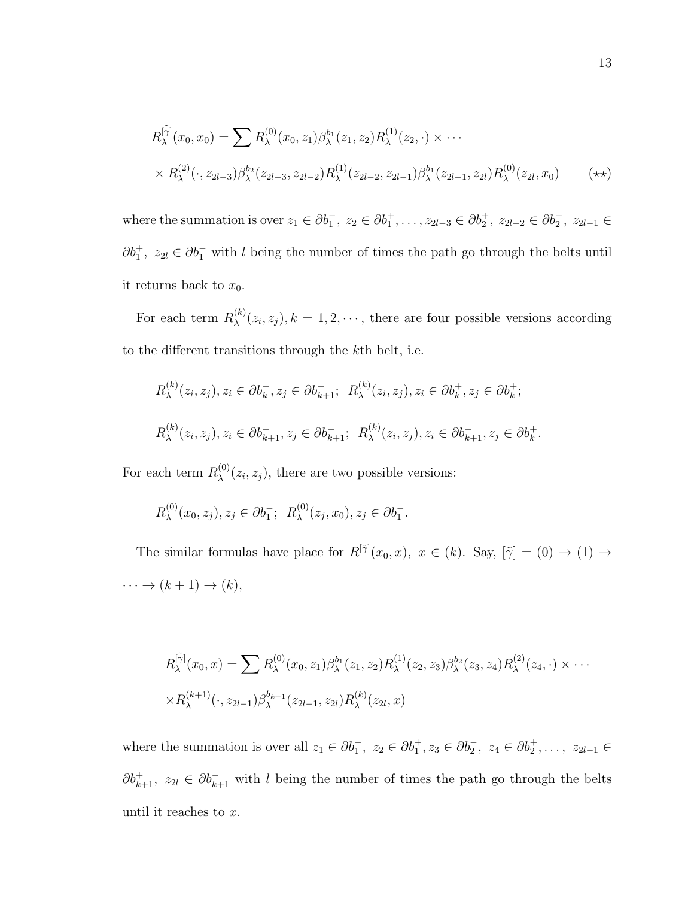$$R_\lambda^{[\tilde\gamma]}(x_0,x_0)=\sum R_\lambda^{(0)}(x_0,z_1)\beta_\lambda^{b_1}(z_1,z_2)R_\lambda^{(1)}(z_2,\cdot)\times\cdots$$
$$\times R_\lambda^{(2)}(\cdot,z_{2l-3})\beta_\lambda^{b_2}(z_{2l-3},z_{2l-2})R_\lambda^{(1)}(z_{2l-2},z_{2l-1})\beta_\lambda^{b_1}(z_{2l-1},z_{2l})R_\lambda^{(0)}(z_{2l},x_0) \qquad (\star\star)$$

where the summation is over $z_1\in\partial b_1^-,\ z_2\in\partial b_1^+,\ldots,z_{2l-3}\in\partial b_2^+,\ z_{2l-2}\in\partial b_2^-,\ z_{2l-1}\in\partial b_1^+,\ z_{2l}\in\partial b_1^-$ with $l$ being the number of times the path go through the belts until it returns back to $x_0$.

For each term $R_\lambda^{(k)}(z_i,z_j), k=1,2,\cdots$, there are four possible versions according to the different transitions through the $k$th belt, i.e.

$$R_\lambda^{(k)}(z_i,z_j), z_i\in\partial b_k^+, z_j\in\partial b_{k+1}^-;\ \ R_\lambda^{(k)}(z_i,z_j), z_i\in\partial b_k^+, z_j\in\partial b_k^+;$$

$$R_\lambda^{(k)}(z_i,z_j), z_i\in\partial b_{k+1}^-, z_j\in\partial b_{k+1}^-;\ \ R_\lambda^{(k)}(z_i,z_j), z_i\in\partial b_{k+1}^-, z_j\in\partial b_k^+.$$

For each term $R_\lambda^{(0)}(z_i,z_j)$, there are two possible versions:

$$R_\lambda^{(0)}(x_0,z_j), z_j\in\partial b_1^-;\ \ R_\lambda^{(0)}(z_j,x_0), z_j\in\partial b_1^-.$$

The similar formulas have place for $R^{[\tilde\gamma]}(x_0,x),\ x\in(k)$. Say, $[\tilde\gamma]=(0)\to(1)\to\cdots\to(k+1)\to(k)$,

$$R_\lambda^{[\tilde\gamma]}(x_0,x)=\sum R_\lambda^{(0)}(x_0,z_1)\beta_\lambda^{b_1}(z_1,z_2)R_\lambda^{(1)}(z_2,z_3)\beta_\lambda^{b_2}(z_3,z_4)R_\lambda^{(2)}(z_4,\cdot)\times\cdots$$
$$\times R_\lambda^{(k+1)}(\cdot,z_{2l-1})\beta_\lambda^{b_{k+1}}(z_{2l-1},z_{2l})R_\lambda^{(k)}(z_{2l},x)$$

where the summation is over all $z_1\in\partial b_1^-,\ z_2\in\partial b_1^+, z_3\in\partial b_2^-,\ z_4\in\partial b_2^+,\ldots,\ z_{2l-1}\in\partial b_{k+1}^+,\ z_{2l}\in\partial b_{k+1}^-$ with $l$ being the number of times the path go through the belts until it reaches to $x$.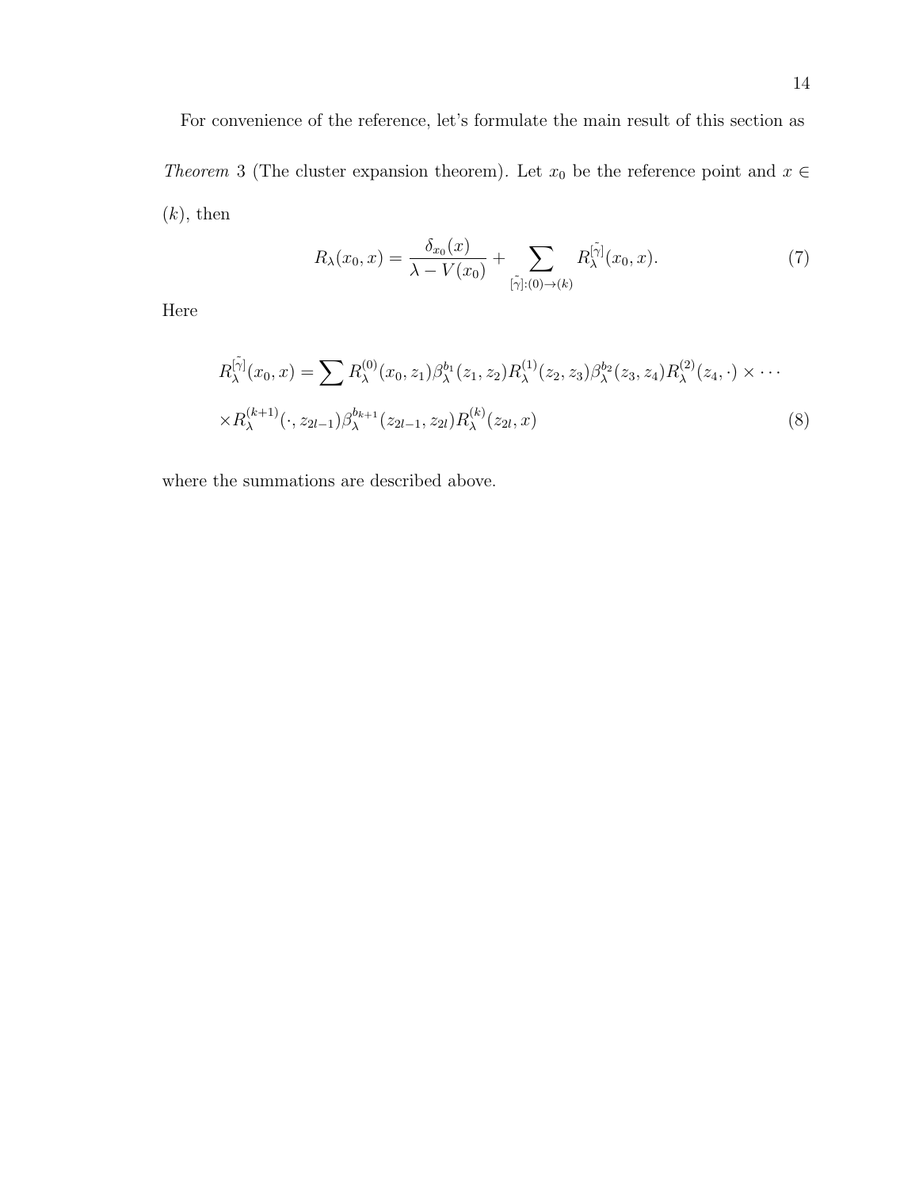For convenience of the reference, let's formulate the main result of this section as

*Theorem* 3 (The cluster expansion theorem). Let $x_0$ be the reference point and $x \in (k)$, then

$$R_\lambda(x_0, x) = \frac{\delta_{x_0}(x)}{\lambda - V(x_0)} + \sum_{[\tilde{\gamma}]:(0)\to(k)} R_\lambda^{[\tilde{\gamma}]}(x_0, x). \tag{7}$$

Here

$$R_\lambda^{[\tilde{\gamma}]}(x_0, x) = \sum R_\lambda^{(0)}(x_0, z_1)\beta_\lambda^{b_1}(z_1, z_2)R_\lambda^{(1)}(z_2, z_3)\beta_\lambda^{b_2}(z_3, z_4)R_\lambda^{(2)}(z_4, \cdot) \times \cdots$$

$$\times R_\lambda^{(k+1)}(\cdot, z_{2l-1})\beta_\lambda^{b_{k+1}}(z_{2l-1}, z_{2l})R_\lambda^{(k)}(z_{2l}, x) \tag{8}$$

where the summations are described above.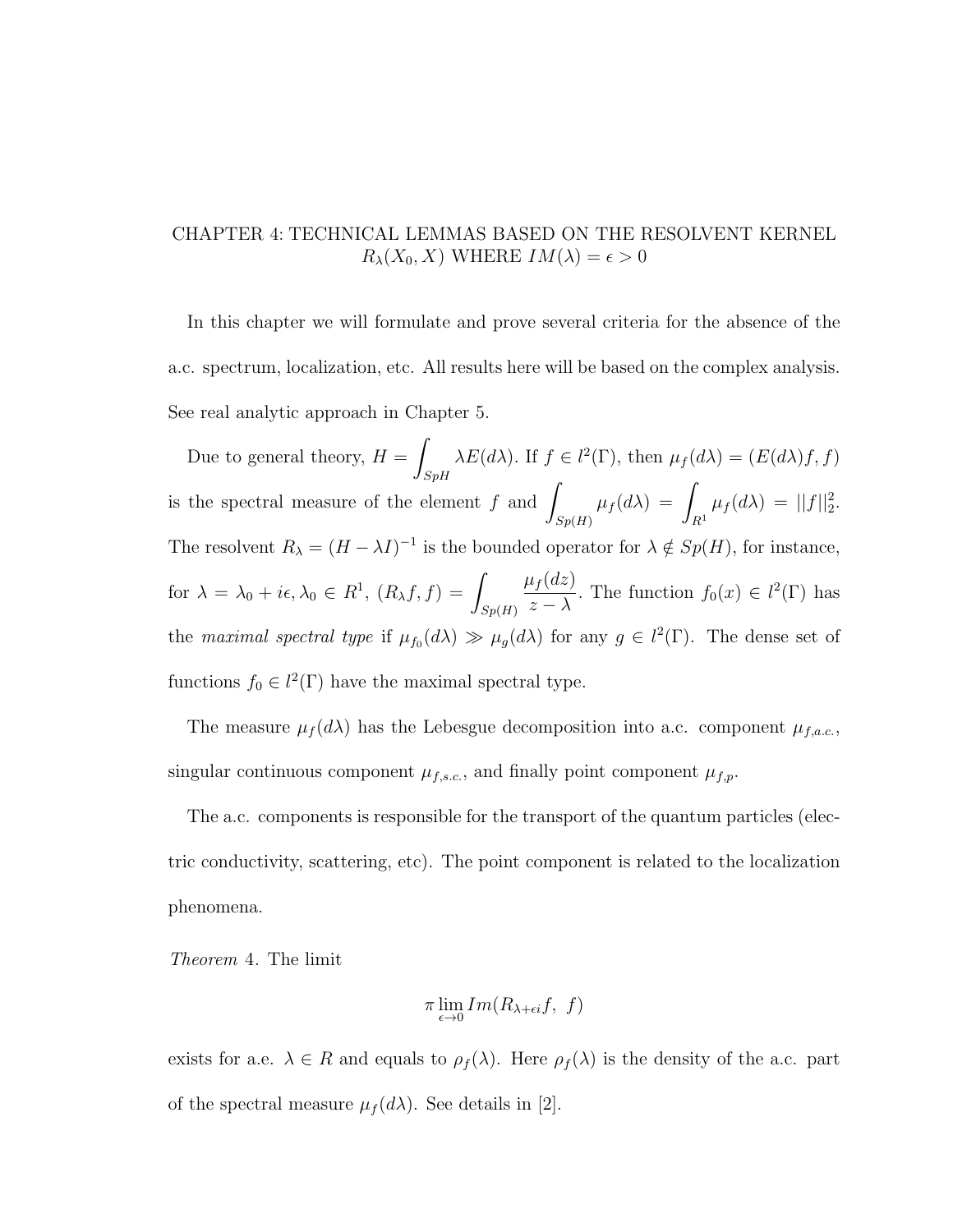# CHAPTER 4: TECHNICAL LEMMAS BASED ON THE RESOLVENT KERNEL $R_\lambda(X_0, X)$ WHERE $IM(\lambda) = \epsilon > 0$

In this chapter we will formulate and prove several criteria for the absence of the a.c. spectrum, localization, etc. All results here will be based on the complex analysis. See real analytic approach in Chapter 5.

Due to general theory, $H = \int_{SpH} \lambda E(d\lambda)$. If $f \in l^2(\Gamma)$, then $\mu_f(d\lambda) = (E(d\lambda)f, f)$ is the spectral measure of the element $f$ and $\int_{Sp(H)} \mu_f(d\lambda) = \int_{R^1} \mu_f(d\lambda) = ||f||_2^2$. The resolvent $R_\lambda = (H - \lambda I)^{-1}$ is the bounded operator for $\lambda \notin Sp(H)$, for instance, for $\lambda = \lambda_0 + i\epsilon, \lambda_0 \in R^1$, $(R_\lambda f, f) = \int_{Sp(H)} \frac{\mu_f(dz)}{z - \lambda}$. The function $f_0(x) \in l^2(\Gamma)$ has the *maximal spectral type* if $\mu_{f_0}(d\lambda) \gg \mu_g(d\lambda)$ for any $g \in l^2(\Gamma)$. The dense set of functions $f_0 \in l^2(\Gamma)$ have the maximal spectral type.

The measure $\mu_f(d\lambda)$ has the Lebesgue decomposition into a.c. component $\mu_{f,a.c.}$, singular continuous component $\mu_{f,s.c.}$, and finally point component $\mu_{f,p}$.

The a.c. components is responsible for the transport of the quantum particles (electric conductivity, scattering, etc). The point component is related to the localization phenomena.

*Theorem* 4. The limit

$$\pi \lim_{\epsilon \to 0} Im(R_{\lambda + \epsilon i} f,\ f)$$

exists for a.e. $\lambda \in R$ and equals to $\rho_f(\lambda)$. Here $\rho_f(\lambda)$ is the density of the a.c. part of the spectral measure $\mu_f(d\lambda)$. See details in [2].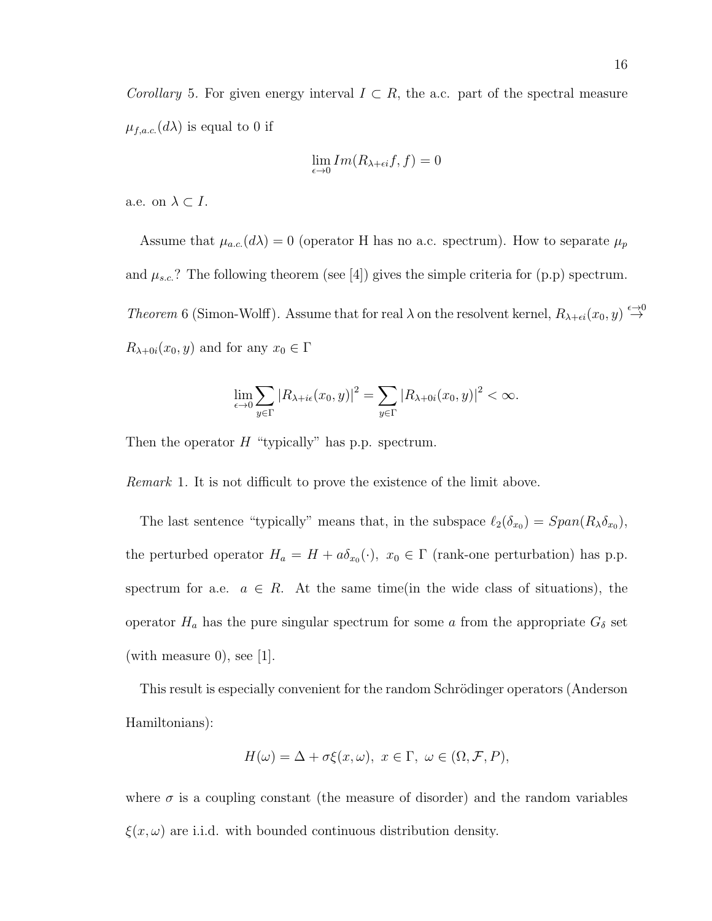*Corollary* 5. For given energy interval $I \subset R$, the a.c. part of the spectral measure $\mu_{f,a.c.}(d\lambda)$ is equal to 0 if

$$\lim_{\epsilon \to 0} Im(R_{\lambda+\epsilon i} f, f) = 0$$

a.e. on $\lambda \subset I$.

Assume that $\mu_{a.c.}(d\lambda) = 0$ (operator H has no a.c. spectrum). How to separate $\mu_p$ and $\mu_{s.c.}$? The following theorem (see [4]) gives the simple criteria for (p.p) spectrum.

*Theorem* 6 (Simon-Wolff). Assume that for real $\lambda$ on the resolvent kernel, $R_{\lambda+\epsilon i}(x_0, y) \overset{\epsilon \to 0}{\to} R_{\lambda+0i}(x_0, y)$ and for any $x_0 \in \Gamma$

$$\lim_{\epsilon \to 0} \sum_{y \in \Gamma} |R_{\lambda+i\epsilon}(x_0, y)|^2 = \sum_{y \in \Gamma} |R_{\lambda+0i}(x_0, y)|^2 < \infty.$$

Then the operator $H$ "typically" has p.p. spectrum.

*Remark* 1. It is not difficult to prove the existence of the limit above.

The last sentence "typically" means that, in the subspace $\ell_2(\delta_{x_0}) = Span(R_\lambda \delta_{x_0})$, the perturbed operator $H_a = H + a\delta_{x_0}(\cdot),\ x_0 \in \Gamma$ (rank-one perturbation) has p.p. spectrum for a.e. $a \in R$. At the same time(in the wide class of situations), the operator $H_a$ has the pure singular spectrum for some $a$ from the appropriate $G_\delta$ set (with measure 0), see [1].

This result is especially convenient for the random Schrödinger operators (Anderson Hamiltonians):

$$H(\omega) = \Delta + \sigma\xi(x, \omega),\ x \in \Gamma,\ \omega \in (\Omega, \mathcal{F}, P),$$

where $\sigma$ is a coupling constant (the measure of disorder) and the random variables $\xi(x, \omega)$ are i.i.d. with bounded continuous distribution density.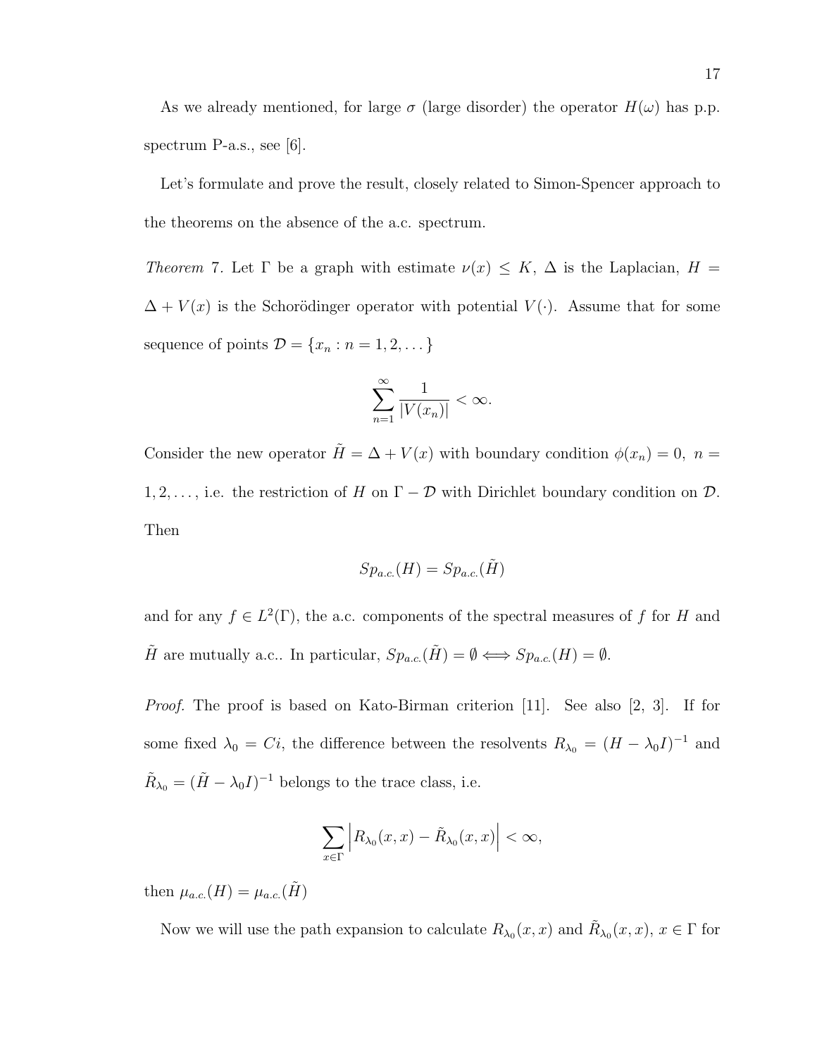As we already mentioned, for large $\sigma$ (large disorder) the operator $H(\omega)$ has p.p. spectrum P-a.s., see [6].

Let's formulate and prove the result, closely related to Simon-Spencer approach to the theorems on the absence of the a.c. spectrum.

*Theorem* 7. Let $\Gamma$ be a graph with estimate $\nu(x) \leq K$, $\Delta$ is the Laplacian, $H = \Delta + V(x)$ is the Schorödinger operator with potential $V(\cdot)$. Assume that for some sequence of points $\mathcal{D} = \{x_n : n = 1, 2, \dots\}$

$$\sum_{n=1}^{\infty} \frac{1}{|V(x_n)|} < \infty.$$

Consider the new operator $\tilde{H} = \Delta + V(x)$ with boundary condition $\phi(x_n) = 0, \ n = 1, 2, \dots$, i.e. the restriction of $H$ on $\Gamma - \mathcal{D}$ with Dirichlet boundary condition on $\mathcal{D}$. Then

$$Sp_{a.c.}(H) = Sp_{a.c.}(\tilde{H})$$

and for any $f \in L^2(\Gamma)$, the a.c. components of the spectral measures of $f$ for $H$ and $\tilde{H}$ are mutually a.c.. In particular, $Sp_{a.c.}(\tilde{H}) = \emptyset \Longleftrightarrow Sp_{a.c.}(H) = \emptyset$.

*Proof.* The proof is based on Kato-Birman criterion [11]. See also [2, 3]. If for some fixed $\lambda_0 = Ci$, the difference between the resolvents $R_{\lambda_0} = (H - \lambda_0 I)^{-1}$ and $\tilde{R}_{\lambda_0} = (\tilde{H} - \lambda_0 I)^{-1}$ belongs to the trace class, i.e.

$$\sum_{x \in \Gamma} \left| R_{\lambda_0}(x, x) - \tilde{R}_{\lambda_0}(x, x) \right| < \infty,$$

then $\mu_{a.c.}(H) = \mu_{a.c.}(\tilde{H})$

Now we will use the path expansion to calculate $R_{\lambda_0}(x, x)$ and $\tilde{R}_{\lambda_0}(x, x)$, $x \in \Gamma$ for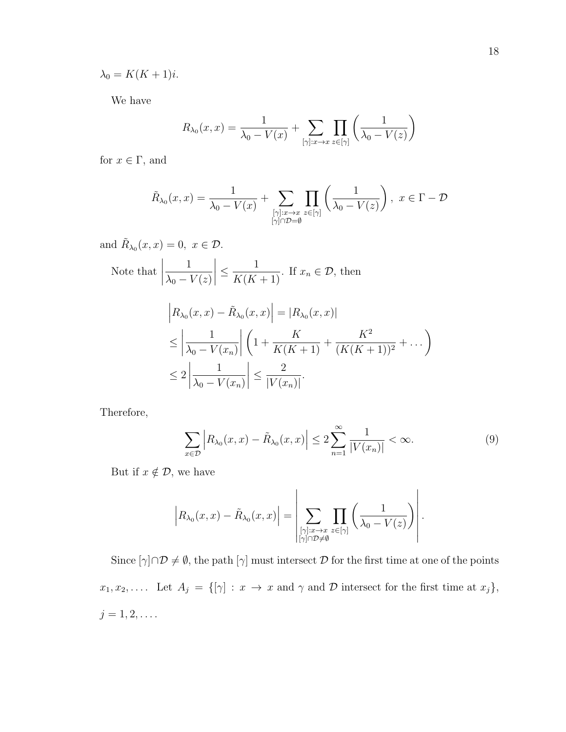$\lambda_0 = K(K+1)i$.

We have

$$R_{\lambda_0}(x,x) = \frac{1}{\lambda_0 - V(x)} + \sum_{[\gamma]:x\to x} \prod_{z\in[\gamma]} \left(\frac{1}{\lambda_0 - V(z)}\right)$$

for $x \in \Gamma$, and

$$\tilde{R}_{\lambda_0}(x,x) = \frac{1}{\lambda_0 - V(x)} + \sum_{\substack{[\gamma]:x\to x \\ [\gamma]\cap\mathcal{D}=\emptyset}} \prod_{z\in[\gamma]} \left(\frac{1}{\lambda_0 - V(z)}\right),\ x \in \Gamma - \mathcal{D}$$

and $\tilde{R}_{\lambda_0}(x,x) = 0,\ x \in \mathcal{D}$.

Note that $\left|\frac{1}{\lambda_0 - V(z)}\right| \leq \frac{1}{K(K+1)}$. If $x_n \in \mathcal{D}$, then

$$\begin{aligned}
&\left|R_{\lambda_0}(x,x) - \tilde{R}_{\lambda_0}(x,x)\right| = |R_{\lambda_0}(x,x)| \\
&\leq \left|\frac{1}{\lambda_0 - V(x_n)}\right| \left(1 + \frac{K}{K(K+1)} + \frac{K^2}{(K(K+1))^2} + \dots\right) \\
&\leq 2\left|\frac{1}{\lambda_0 - V(x_n)}\right| \leq \frac{2}{|V(x_n)|}.
\end{aligned}$$

Therefore,

$$\sum_{x\in\mathcal{D}} \left|R_{\lambda_0}(x,x) - \tilde{R}_{\lambda_0}(x,x)\right| \leq 2\sum_{n=1}^{\infty} \frac{1}{|V(x_n)|} < \infty. \tag{9}$$

But if $x \notin \mathcal{D}$, we have

$$\left|R_{\lambda_0}(x,x) - \tilde{R}_{\lambda_0}(x,x)\right| = \left|\sum_{\substack{[\gamma]:x\to x \\ [\gamma]\cap\mathcal{D}\neq\emptyset}} \prod_{z\in[\gamma]} \left(\frac{1}{\lambda_0 - V(z)}\right)\right|.$$

Since $[\gamma]\cap\mathcal{D} \neq \emptyset$, the path $[\gamma]$ must intersect $\mathcal{D}$ for the first time at one of the points $x_1, x_2, \dots$. Let $A_j = \{[\gamma] : x \to x$ and $\gamma$ and $\mathcal{D}$ intersect for the first time at $x_j\}$, $j = 1, 2, \dots$.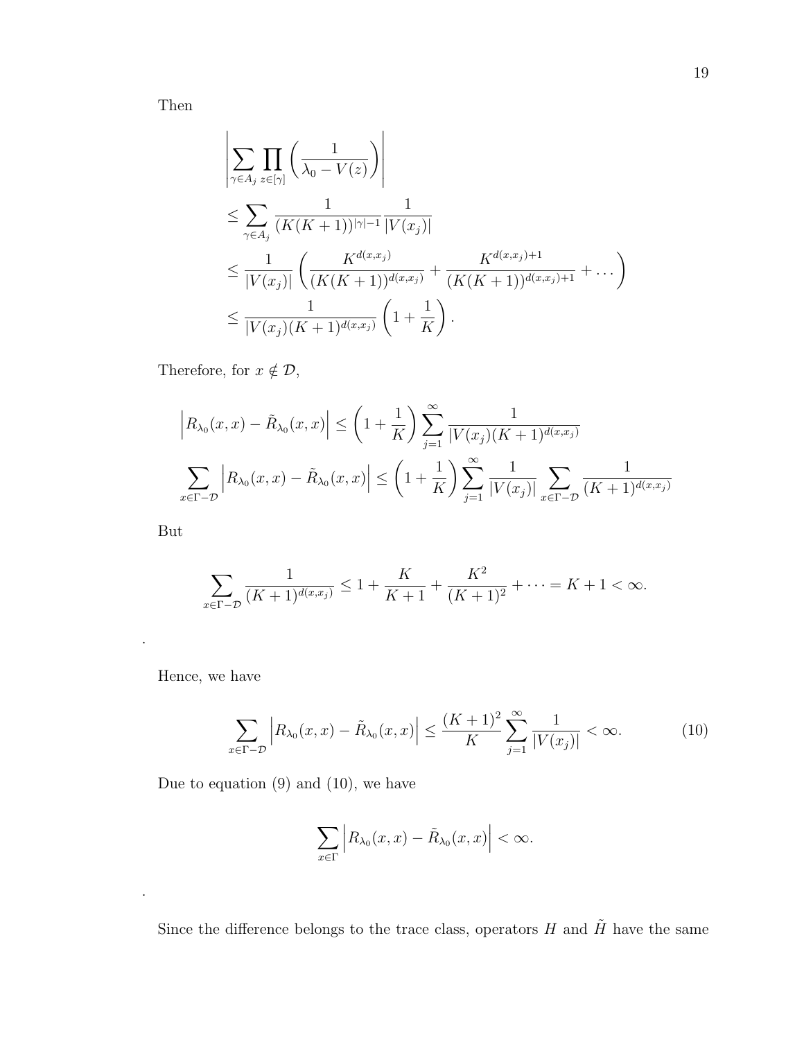Then

$$
\begin{aligned}
&\left|\sum_{\gamma\in A_j}\prod_{z\in[\gamma]}\left(\frac{1}{\lambda_0 - V(z)}\right)\right| \\
&\leq \sum_{\gamma\in A_j}\frac{1}{(K(K+1))^{|\gamma|-1}}\frac{1}{|V(x_j)|} \\
&\leq \frac{1}{|V(x_j)|}\left(\frac{K^{d(x,x_j)}}{(K(K+1))^{d(x,x_j)}} + \frac{K^{d(x,x_j)+1}}{(K(K+1))^{d(x,x_j)+1}} + \dots\right) \\
&\leq \frac{1}{|V(x_j)(K+1)^{d(x,x_j)}}\left(1+\frac{1}{K}\right).
\end{aligned}
$$

Therefore, for $x \notin \mathcal{D}$,

$$
\left|R_{\lambda_0}(x,x) - \tilde{R}_{\lambda_0}(x,x)\right| \leq \left(1+\frac{1}{K}\right)\sum_{j=1}^{\infty}\frac{1}{|V(x_j)(K+1)^{d(x,x_j)}}
$$

$$
\sum_{x\in\Gamma-\mathcal{D}}\left|R_{\lambda_0}(x,x) - \tilde{R}_{\lambda_0}(x,x)\right| \leq \left(1+\frac{1}{K}\right)\sum_{j=1}^{\infty}\frac{1}{|V(x_j)|}\sum_{x\in\Gamma-\mathcal{D}}\frac{1}{(K+1)^{d(x,x_j)}}
$$

But

$$
\sum_{x\in\Gamma-\mathcal{D}}\frac{1}{(K+1)^{d(x,x_j)}} \leq 1 + \frac{K}{K+1} + \frac{K^2}{(K+1)^2} + \dots = K+1 < \infty.
$$

.

Hence, we have

$$
\sum_{x\in\Gamma-\mathcal{D}}\left|R_{\lambda_0}(x,x) - \tilde{R}_{\lambda_0}(x,x)\right| \leq \frac{(K+1)^2}{K}\sum_{j=1}^{\infty}\frac{1}{|V(x_j)|} < \infty. \tag{10}
$$

Due to equation (9) and (10), we have

$$
\sum_{x\in\Gamma}\left|R_{\lambda_0}(x,x) - \tilde{R}_{\lambda_0}(x,x)\right| < \infty.
$$

.

Since the difference belongs to the trace class, operators $H$ and $\tilde{H}$ have the same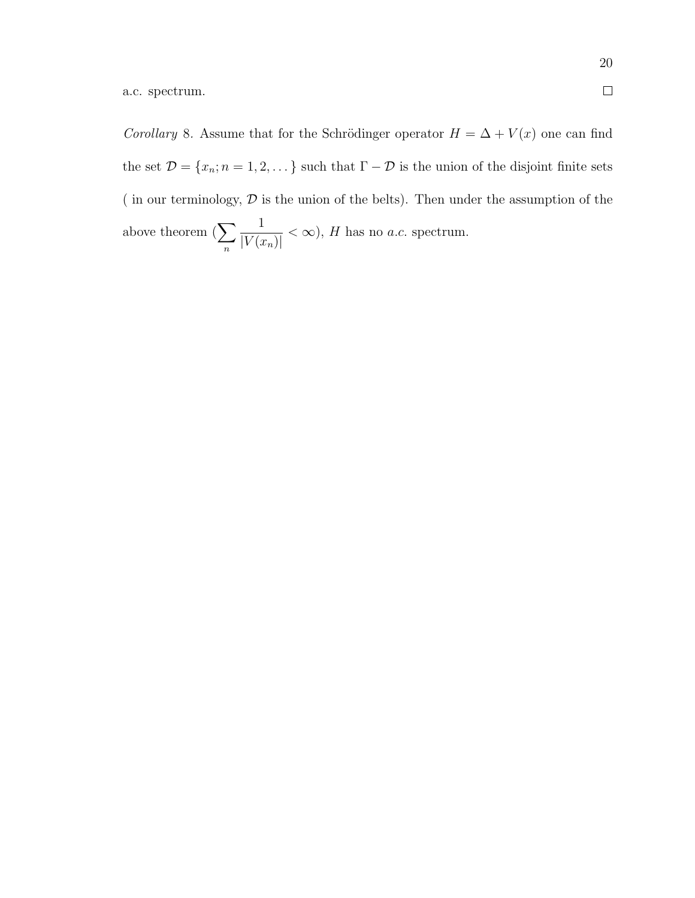a.c. spectrum. □

*Corollary* 8. Assume that for the Schrödinger operator $H = \Delta + V(x)$ one can find the set $\mathcal{D} = \{x_n; n = 1, 2, \dots\}$ such that $\Gamma - \mathcal{D}$ is the union of the disjoint finite sets ( in our terminology, $\mathcal{D}$ is the union of the belts). Then under the assumption of the above theorem ($\sum_n \frac{1}{|V(x_n)|} < \infty$), $H$ has no *a.c.* spectrum.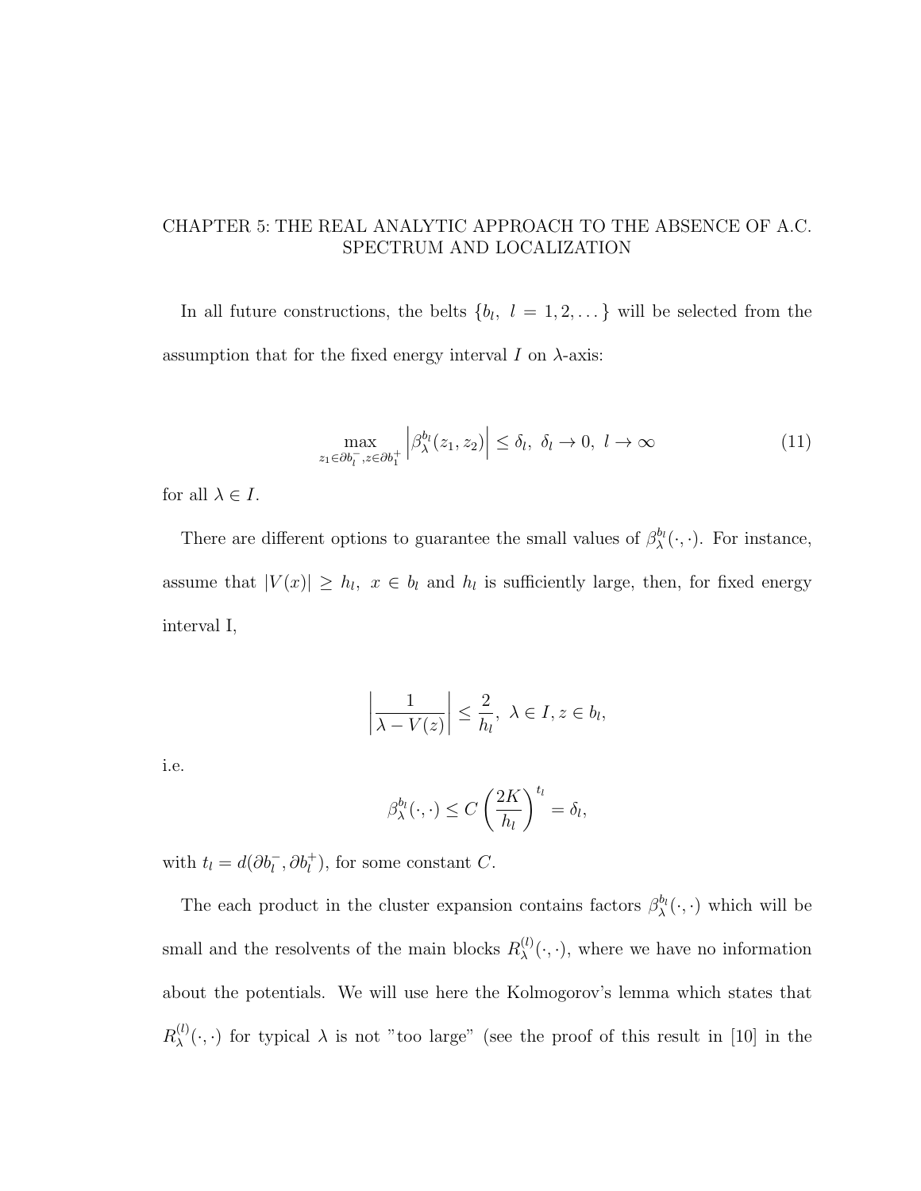# CHAPTER 5: THE REAL ANALYTIC APPROACH TO THE ABSENCE OF A.C. SPECTRUM AND LOCALIZATION

In all future constructions, the belts $\{b_l,\ l = 1, 2, \dots\}$ will be selected from the assumption that for the fixed energy interval $I$ on $\lambda$-axis:

$$\max_{z_1 \in \partial b_l^-, z \in \partial b_1^+} \left| \beta_\lambda^{b_l}(z_1, z_2) \right| \leq \delta_l,\ \delta_l \to 0,\ l \to \infty \tag{11}$$

for all $\lambda \in I$.

There are different options to guarantee the small values of $\beta_\lambda^{b_l}(\cdot, \cdot)$. For instance, assume that $|V(x)| \geq h_l,\ x \in b_l$ and $h_l$ is sufficiently large, then, for fixed energy interval I,

$$\left| \frac{1}{\lambda - V(z)} \right| \leq \frac{2}{h_l},\ \lambda \in I, z \in b_l,$$

i.e.

$$\beta_\lambda^{b_l}(\cdot, \cdot) \leq C \left( \frac{2K}{h_l} \right)^{t_l} = \delta_l,$$

with $t_l = d(\partial b_l^-, \partial b_l^+)$, for some constant $C$.

The each product in the cluster expansion contains factors $\beta_\lambda^{b_l}(\cdot, \cdot)$ which will be small and the resolvents of the main blocks $R_\lambda^{(l)}(\cdot, \cdot)$, where we have no information about the potentials. We will use here the Kolmogorov's lemma which states that $R_\lambda^{(l)}(\cdot, \cdot)$ for typical $\lambda$ is not "too large" (see the proof of this result in [10] in the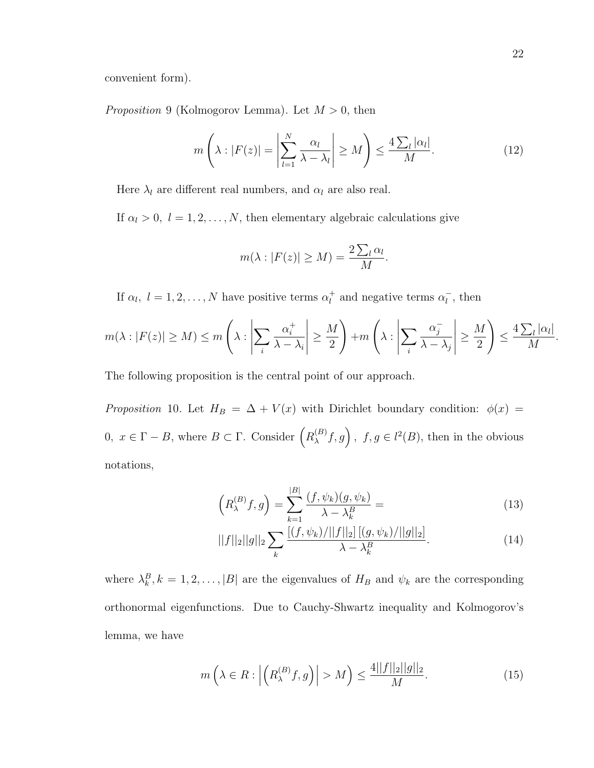convenient form).

*Proposition* 9 (Kolmogorov Lemma). Let $M > 0$, then

$$m\left(\lambda : |F(z)| = \left|\sum_{l=1}^{N} \frac{\alpha_l}{\lambda - \lambda_l}\right| \geq M\right) \leq \frac{4\sum_l |\alpha_l|}{M}. \tag{12}$$

Here $\lambda_l$ are different real numbers, and $\alpha_l$ are also real.

If $\alpha_l > 0,\ l = 1, 2, \ldots, N$, then elementary algebraic calculations give

$$m(\lambda : |F(z)| \geq M) = \frac{2\sum_l \alpha_l}{M}.$$

If $\alpha_l,\ l = 1, 2, \ldots, N$ have positive terms $\alpha_l^+$ and negative terms $\alpha_l^-$, then

$$m(\lambda : |F(z)| \geq M) \leq m\left(\lambda : \left|\sum_i \frac{\alpha_i^+}{\lambda - \lambda_i}\right| \geq \frac{M}{2}\right) + m\left(\lambda : \left|\sum_i \frac{\alpha_j^-}{\lambda - \lambda_j}\right| \geq \frac{M}{2}\right) \leq \frac{4\sum_l |\alpha_l|}{M}.$$

The following proposition is the central point of our approach.

*Proposition* 10. Let $H_B = \Delta + V(x)$ with Dirichlet boundary condition: $\phi(x) = 0,\ x \in \Gamma - B$, where $B \subset \Gamma$. Consider $\left(R_\lambda^{(B)} f, g\right),\ f, g \in l^2(B)$, then in the obvious notations,

$$\left(R_\lambda^{(B)} f, g\right) = \sum_{k=1}^{|B|} \frac{(f, \psi_k)(g, \psi_k)}{\lambda - \lambda_k^B} = \tag{13}$$

$$||f||_2 ||g||_2 \sum_k \frac{[(f, \psi_k)/||f||_2]\,[(g, \psi_k)/||g||_2]}{\lambda - \lambda_k^B}. \tag{14}$$

where $\lambda_k^B, k = 1, 2, \ldots, |B|$ are the eigenvalues of $H_B$ and $\psi_k$ are the corresponding orthonormal eigenfunctions. Due to Cauchy-Shwartz inequality and Kolmogorov's lemma, we have

$$m\left(\lambda \in R : \left|\left(R_\lambda^{(B)} f, g\right)\right| > M\right) \leq \frac{4||f||_2 ||g||_2}{M}. \tag{15}$$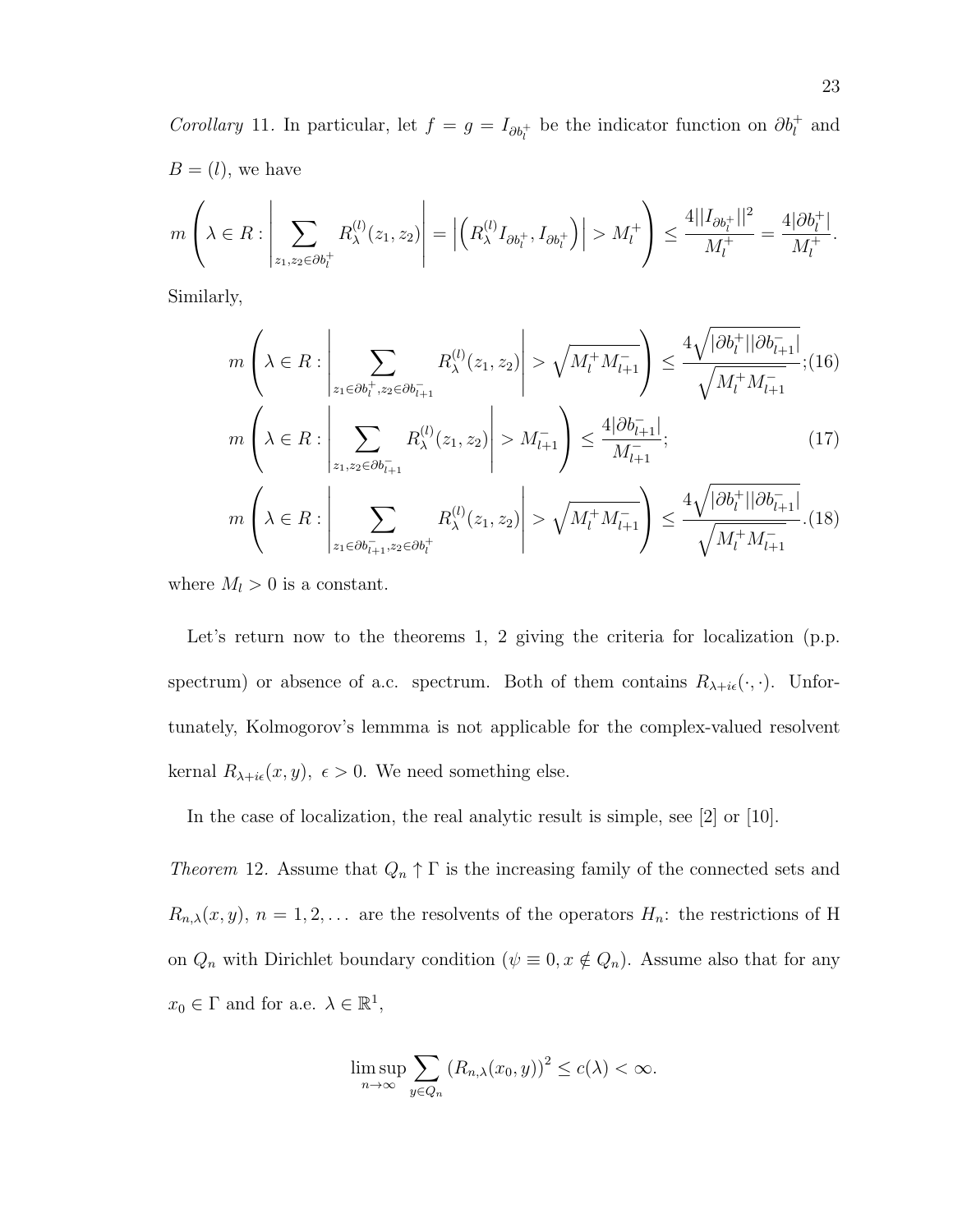*Corollary* 11. In particular, let $f = g = I_{\partial b_l^+}$ be the indicator function on $\partial b_l^+$ and $B = (l)$, we have

$$m\left(\lambda \in R : \left|\sum_{z_1, z_2 \in \partial b_l^+} R_\lambda^{(l)}(z_1, z_2)\right| = \left|\left(R_\lambda^{(l)} I_{\partial b_l^+}, I_{\partial b_l^+}\right)\right| > M_l^+\right) \leq \frac{4||I_{\partial b_l^+}||^2}{M_l^+} = \frac{4|\partial b_l^+|}{M_l^+}.$$

Similarly,

$$m\left(\lambda \in R : \left|\sum_{z_1 \in \partial b_l^+, z_2 \in \partial b_{l+1}^-} R_\lambda^{(l)}(z_1, z_2)\right| > \sqrt{M_l^+ M_{l+1}^-}\right) \leq \frac{4\sqrt{|\partial b_l^+||\partial b_{l+1}^-|}}{\sqrt{M_l^+ M_{l+1}^-}}; \quad (16)$$

$$m\left(\lambda \in R : \left|\sum_{z_1, z_2 \in \partial b_{l+1}^-} R_\lambda^{(l)}(z_1, z_2)\right| > M_{l+1}^-\right) \leq \frac{4|\partial b_{l+1}^-|}{M_{l+1}^-}; \quad (17)$$

$$m\left(\lambda \in R : \left|\sum_{z_1 \in \partial b_{l+1}^-, z_2 \in \partial b_l^+} R_\lambda^{(l)}(z_1, z_2)\right| > \sqrt{M_l^+ M_{l+1}^-}\right) \leq \frac{4\sqrt{|\partial b_l^+||\partial b_{l+1}^-|}}{\sqrt{M_l^+ M_{l+1}^-}}. \quad (18)$$

where $M_l > 0$ is a constant.

Let's return now to the theorems 1, 2 giving the criteria for localization (p.p. spectrum) or absence of a.c. spectrum. Both of them contains $R_{\lambda+i\epsilon}(\cdot,\cdot)$. Unfortunately, Kolmogorov's lemmma is not applicable for the complex-valued resolvent kernal $R_{\lambda+i\epsilon}(x,y)$, $\epsilon > 0$. We need something else.

In the case of localization, the real analytic result is simple, see [2] or [10].

*Theorem* 12. Assume that $Q_n \uparrow \Gamma$ is the increasing family of the connected sets and $R_{n,\lambda}(x,y)$, $n = 1, 2, \dots$ are the resolvents of the operators $H_n$: the restrictions of H on $Q_n$ with Dirichlet boundary condition ($\psi \equiv 0, x \notin Q_n$). Assume also that for any $x_0 \in \Gamma$ and for a.e. $\lambda \in \mathbb{R}^1$,

$$\limsup_{n \to \infty} \sum_{y \in Q_n} \left(R_{n,\lambda}(x_0, y)\right)^2 \leq c(\lambda) < \infty.$$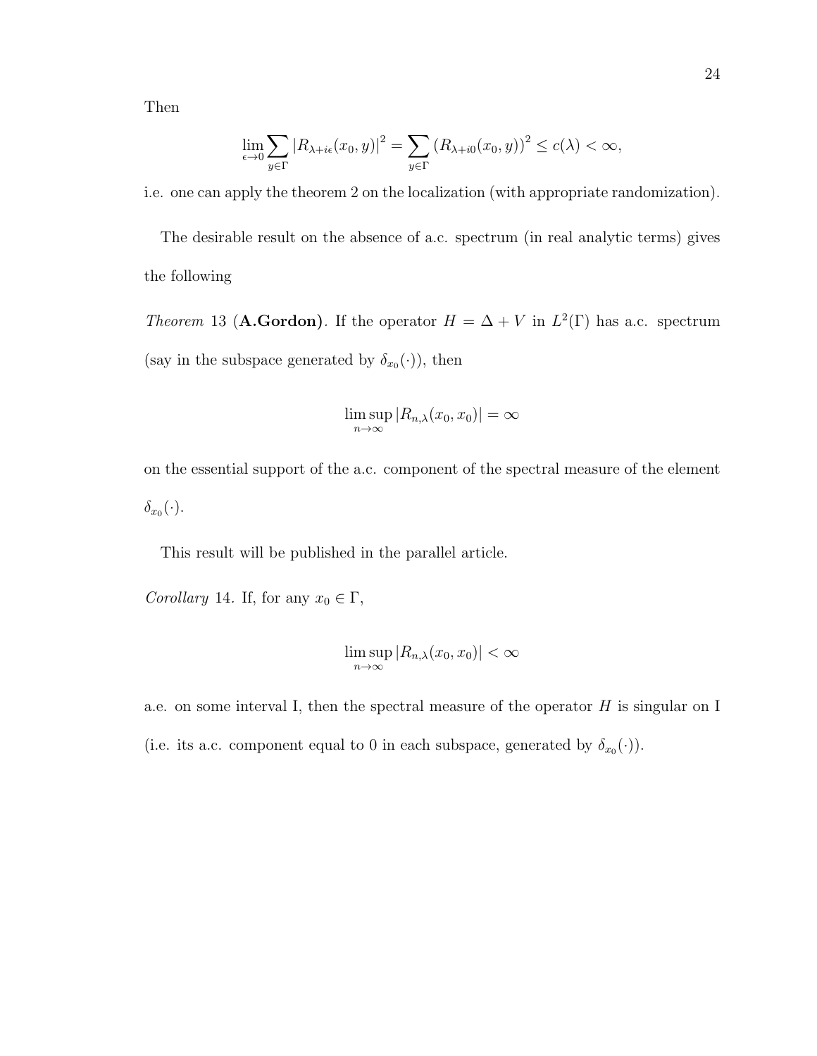Then

$$\lim_{\epsilon \to 0} \sum_{y \in \Gamma} |R_{\lambda + i\epsilon}(x_0, y)|^2 = \sum_{y \in \Gamma} (R_{\lambda + i0}(x_0, y))^2 \leq c(\lambda) < \infty,$$

i.e. one can apply the theorem 2 on the localization (with appropriate randomization).

The desirable result on the absence of a.c. spectrum (in real analytic terms) gives the following

*Theorem* 13 (**A.Gordon**). If the operator $H = \Delta + V$ in $L^2(\Gamma)$ has a.c. spectrum (say in the subspace generated by $\delta_{x_0}(\cdot)$), then

$$\limsup_{n \to \infty} |R_{n,\lambda}(x_0, x_0)| = \infty$$

on the essential support of the a.c. component of the spectral measure of the element $\delta_{x_0}(\cdot)$.

This result will be published in the parallel article.

*Corollary* 14. If, for any $x_0 \in \Gamma$,

$$\limsup_{n \to \infty} |R_{n,\lambda}(x_0, x_0)| < \infty$$

a.e. on some interval I, then the spectral measure of the operator $H$ is singular on I (i.e. its a.c. component equal to 0 in each subspace, generated by $\delta_{x_0}(\cdot)$).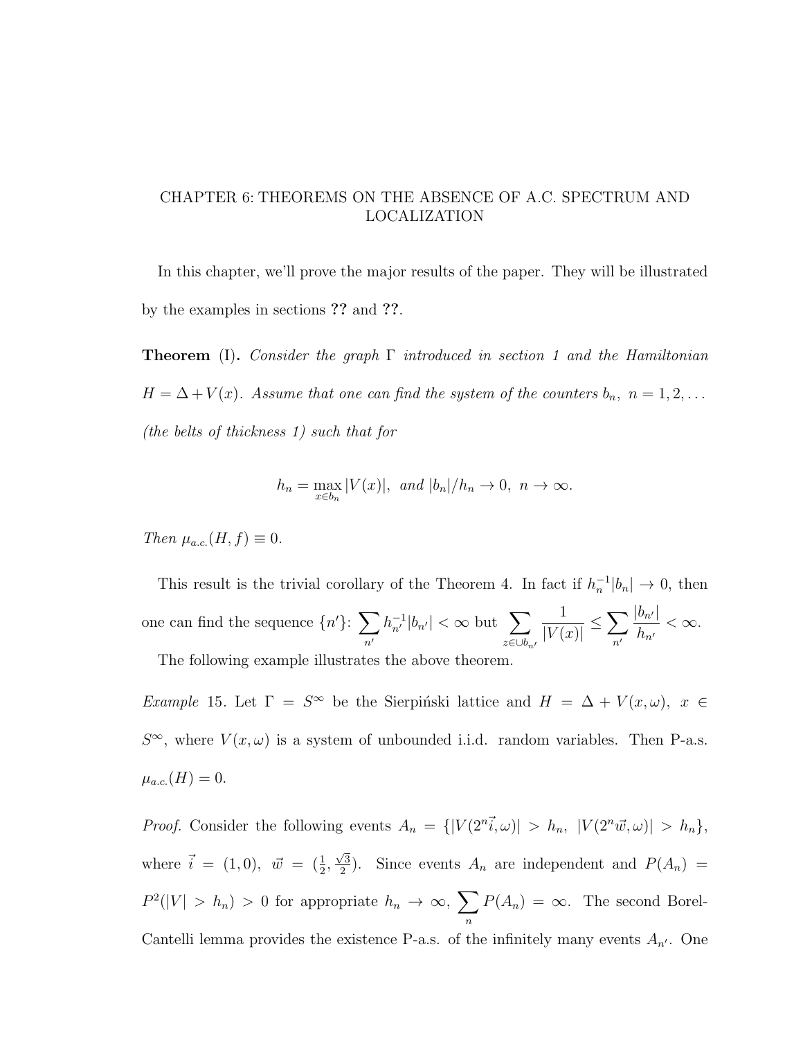# CHAPTER 6: THEOREMS ON THE ABSENCE OF A.C. SPECTRUM AND LOCALIZATION

In this chapter, we'll prove the major results of the paper. They will be illustrated by the examples in sections ?? and ??.

**Theorem** (I)**.** *Consider the graph $\Gamma$ introduced in section 1 and the Hamiltonian $H = \Delta + V(x)$. Assume that one can find the system of the counters $b_n$, $n = 1, 2, \ldots$ (the belts of thickness 1) such that for*

$$h_n = \max_{x \in b_n} |V(x)|, \ \text{and} \ |b_n|/h_n \to 0, \ n \to \infty.$$

*Then $\mu_{a.c.}(H, f) \equiv 0$.*

This result is the trivial corollary of the Theorem 4. In fact if $h_n^{-1}|b_n| \to 0$, then one can find the sequence $\{n'\}$: $\sum_{n'} h_{n'}^{-1}|b_{n'}| < \infty$ but $\sum_{z \in \cup b_{n'}} \frac{1}{|V(x)|} \le \sum_{n'} \frac{|b_{n'}|}{h_{n'}} < \infty$.

The following example illustrates the above theorem.

*Example* 15. Let $\Gamma = S^\infty$ be the Sierpiński lattice and $H = \Delta + V(x, \omega)$, $x \in S^\infty$, where $V(x, \omega)$ is a system of unbounded i.i.d. random variables. Then P-a.s. $\mu_{a.c.}(H) = 0$.

*Proof.* Consider the following events $A_n = \{|V(2^n \vec{i}, \omega)| > h_n, \ |V(2^n \vec{w}, \omega)| > h_n\}$, where $\vec{i} = (1, 0)$, $\vec{w} = (\frac{1}{2}, \frac{\sqrt{3}}{2})$. Since events $A_n$ are independent and $P(A_n) = P^2(|V| > h_n) > 0$ for appropriate $h_n \to \infty$, $\sum_n P(A_n) = \infty$. The second Borel-Cantelli lemma provides the existence P-a.s. of the infinitely many events $A_{n'}$. One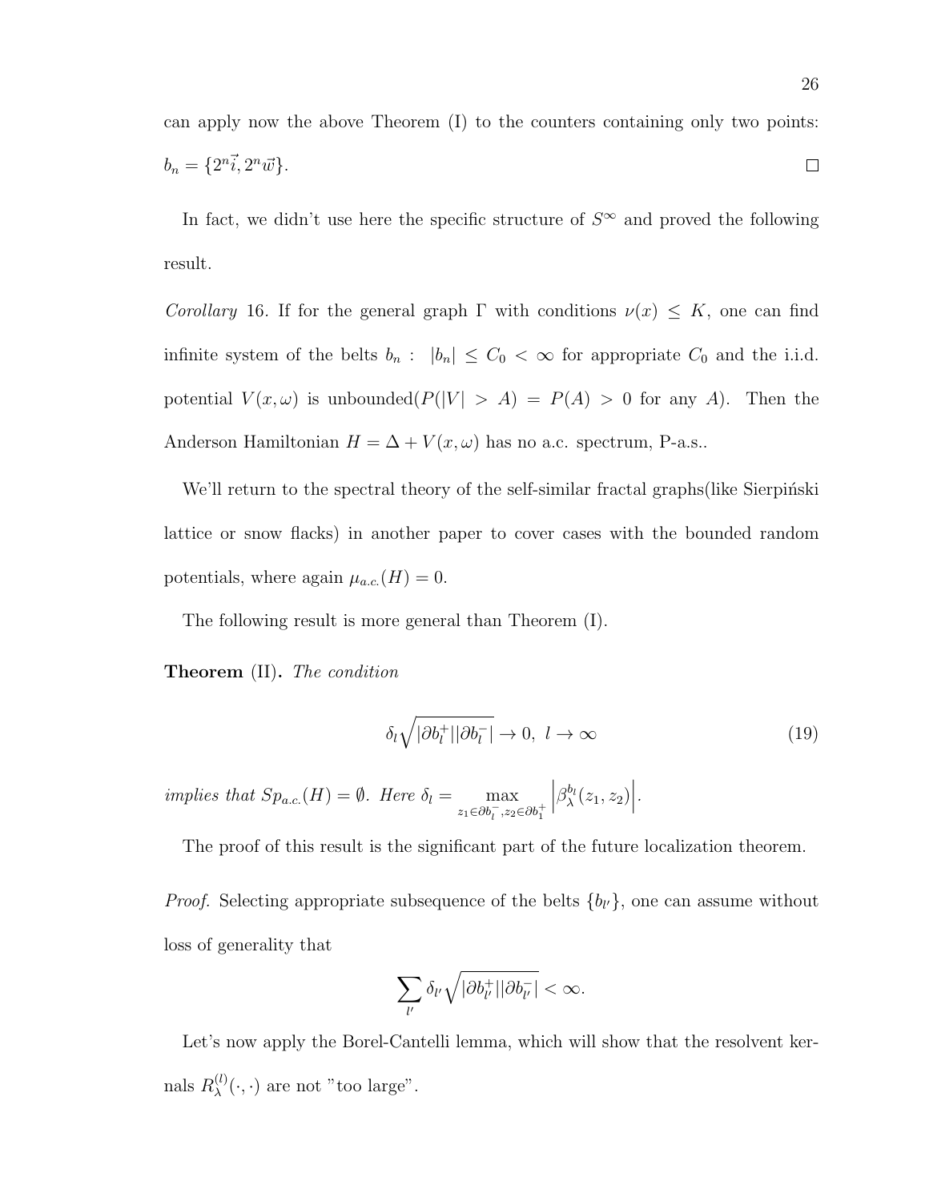can apply now the above Theorem (I) to the counters containing only two points: $b_n = \{2^n\vec{i}, 2^n\vec{w}\}$. $\square$

In fact, we didn't use here the specific structure of $S^\infty$ and proved the following result.

*Corollary* 16. If for the general graph $\Gamma$ with conditions $\nu(x) \leq K$, one can find infinite system of the belts $b_n$ : $|b_n| \leq C_0 < \infty$ for appropriate $C_0$ and the i.i.d. potential $V(x,\omega)$ is unbounded($P(|V| > A) = P(A) > 0$ for any $A$). Then the Anderson Hamiltonian $H = \Delta + V(x,\omega)$ has no a.c. spectrum, P-a.s..

We'll return to the spectral theory of the self-similar fractal graphs(like Sierpiński lattice or snow flacks) in another paper to cover cases with the bounded random potentials, where again $\mu_{a.c.}(H) = 0$.

The following result is more general than Theorem (I).

**Theorem** (II)**.** *The condition*

$$\delta_l \sqrt{|\partial b_l^+||\partial b_l^-|} \to 0, \ l \to \infty \tag{19}$$

*implies that* $Sp_{a.c.}(H) = \emptyset$. *Here* $\delta_l = \max_{z_1 \in \partial b_l^-, z_2 \in \partial b_1^+} \left|\beta_\lambda^{b_l}(z_1, z_2)\right|$.

The proof of this result is the significant part of the future localization theorem.

*Proof.* Selecting appropriate subsequence of the belts $\{b_{l'}\}$, one can assume without loss of generality that

$$\sum_{l'} \delta_{l'} \sqrt{|\partial b_{l'}^+||\partial b_{l'}^-|} < \infty.$$

Let's now apply the Borel-Cantelli lemma, which will show that the resolvent kernals $R_\lambda^{(l)}(\cdot, \cdot)$ are not "too large".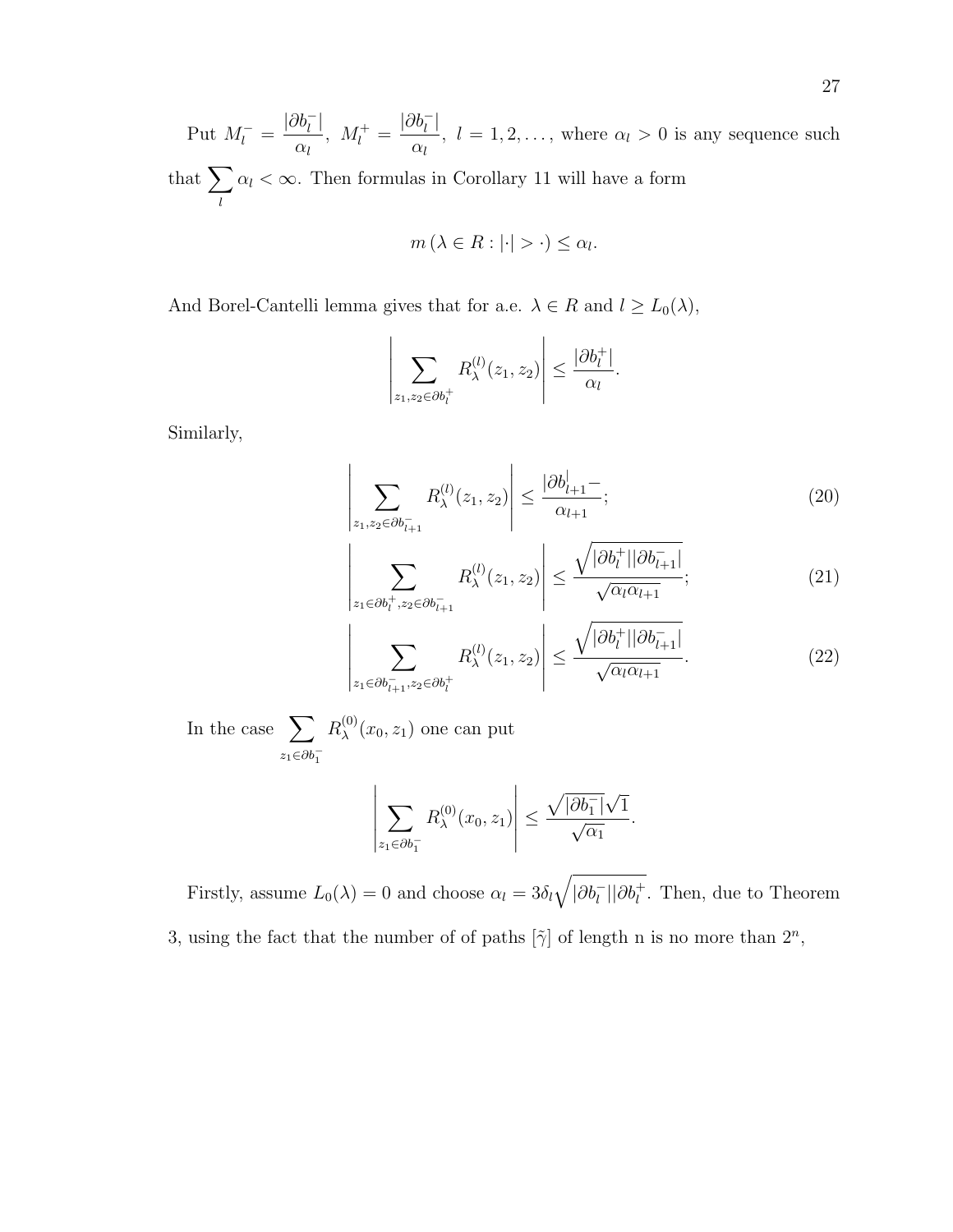Put $M_l^- = \dfrac{|\partial b_l^-|}{\alpha_l}$, $M_l^+ = \dfrac{|\partial b_l^-|}{\alpha_l}$, $l = 1, 2, \dots$, where $\alpha_l > 0$ is any sequence such that $\sum_l \alpha_l < \infty$. Then formulas in Corollary 11 will have a form

$$m\left(\lambda \in R : |\cdot| > \cdot\right) \le \alpha_l.$$

And Borel-Cantelli lemma gives that for a.e. $\lambda \in R$ and $l \ge L_0(\lambda)$,

$$\left| \sum_{z_1, z_2 \in \partial b_l^+} R_\lambda^{(l)}(z_1, z_2) \right| \le \frac{|\partial b_l^+|}{\alpha_l}.$$

Similarly,

$$\left| \sum_{z_1, z_2 \in \partial b_{l+1}^-} R_\lambda^{(l)}(z_1, z_2) \right| \le \frac{|\partial b_{l+1}^| -}{\alpha_{l+1}}; \tag{20}$$

$$\left| \sum_{z_1 \in \partial b_l^+, z_2 \in \partial b_{l+1}^-} R_\lambda^{(l)}(z_1, z_2) \right| \le \frac{\sqrt{|\partial b_l^+||\partial b_{l+1}^-|}}{\sqrt{\alpha_l \alpha_{l+1}}}; \tag{21}$$

$$\left| \sum_{z_1 \in \partial b_{l+1}^-, z_2 \in \partial b_l^+} R_\lambda^{(l)}(z_1, z_2) \right| \le \frac{\sqrt{|\partial b_l^+||\partial b_{l+1}^-|}}{\sqrt{\alpha_l \alpha_{l+1}}}. \tag{22}$$

In the case $\sum_{z_1 \in \partial b_1^-} R_\lambda^{(0)}(x_0, z_1)$ one can put

$$\left| \sum_{z_1 \in \partial b_1^-} R_\lambda^{(0)}(x_0, z_1) \right| \le \frac{\sqrt{|\partial b_1^-|}\sqrt{1}}{\sqrt{\alpha_1}}.$$

Firstly, assume $L_0(\lambda) = 0$ and choose $\alpha_l = 3\delta_l \sqrt{|\partial b_l^-||\partial b_l^+|}$. Then, due to Theorem 3, using the fact that the number of of paths $[\tilde{\gamma}]$ of length n is no more than $2^n$,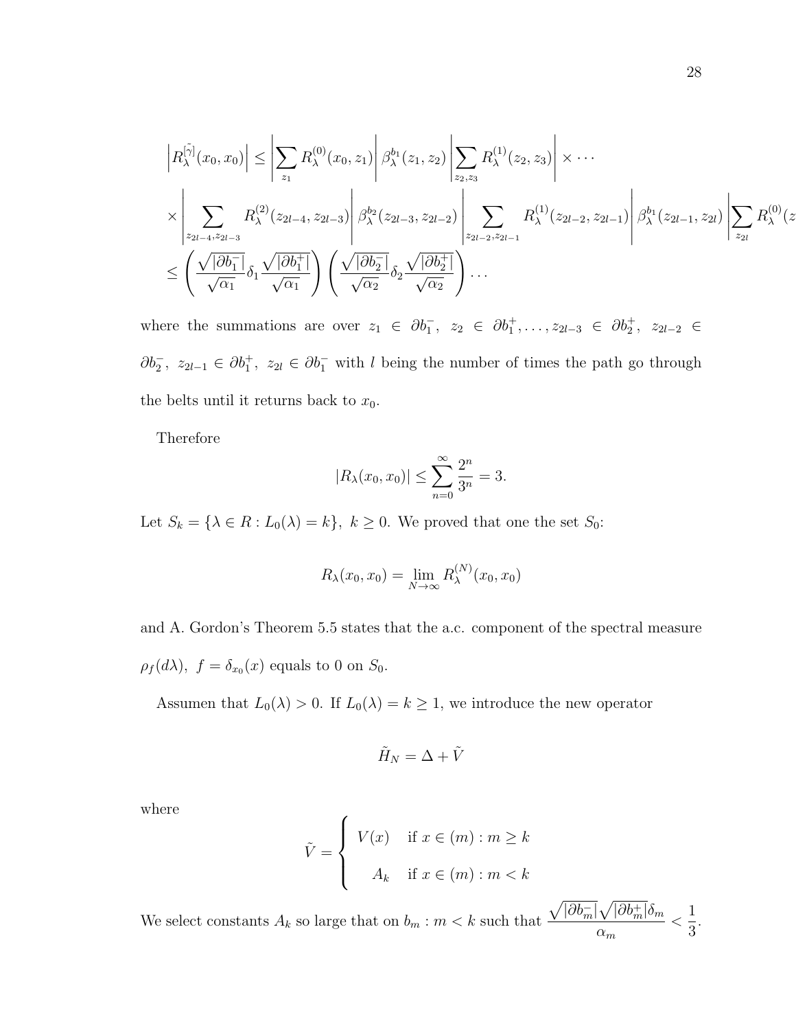$$
\begin{aligned}
\left|R_\lambda^{[\tilde{\gamma}]}(x_0,x_0)\right| &\le \left|\sum_{z_1} R_\lambda^{(0)}(x_0,z_1)\right| \beta_\lambda^{b_1}(z_1,z_2) \left|\sum_{z_2,z_3} R_\lambda^{(1)}(z_2,z_3)\right| \times \cdots \\
&\times \left|\sum_{z_{2l-4},z_{2l-3}} R_\lambda^{(2)}(z_{2l-4},z_{2l-3})\right| \beta_\lambda^{b_2}(z_{2l-3},z_{2l-2}) \left|\sum_{z_{2l-2},z_{2l-1}} R_\lambda^{(1)}(z_{2l-2},z_{2l-1})\right| \beta_\lambda^{b_1}(z_{2l-1},z_{2l}) \left|\sum_{z_{2l}} R_\lambda^{(0)}(z\right. \\
&\le \left(\frac{\sqrt{|\partial b_1^-|}}{\sqrt{\alpha_1}}\delta_1 \frac{\sqrt{|\partial b_1^+|}}{\sqrt{\alpha_1}}\right)\left(\frac{\sqrt{|\partial b_2^-|}}{\sqrt{\alpha_2}}\delta_2 \frac{\sqrt{|\partial b_2^+|}}{\sqrt{\alpha_2}}\right)\cdots
\end{aligned}
$$

where the summations are over $z_1 \in \partial b_1^-,\ z_2 \in \partial b_1^+, \ldots, z_{2l-3} \in \partial b_2^+,\ z_{2l-2} \in \partial b_2^-,\ z_{2l-1} \in \partial b_1^+,\ z_{2l} \in \partial b_1^-$ with $l$ being the number of times the path go through the belts until it returns back to $x_0$.

Therefore

$$
|R_\lambda(x_0,x_0)| \le \sum_{n=0}^{\infty} \frac{2^n}{3^n} = 3.
$$

Let $S_k = \{\lambda \in R : L_0(\lambda) = k\},\ k \ge 0$. We proved that one the set $S_0$:

$$
R_\lambda(x_0,x_0) = \lim_{N\to\infty} R_\lambda^{(N)}(x_0,x_0)
$$

and A. Gordon's Theorem 5.5 states that the a.c. component of the spectral measure $\rho_f(d\lambda),\ f = \delta_{x_0}(x)$ equals to 0 on $S_0$.

Assumen that $L_0(\lambda) > 0$. If $L_0(\lambda) = k \ge 1$, we introduce the new operator

$$
\tilde{H}_N = \Delta + \tilde{V}
$$

where

$$
\tilde{V} = \begin{cases} V(x) & \text{if } x \in (m) : m \ge k \\ A_k & \text{if } x \in (m) : m < k \end{cases}
$$

We select constants $A_k$ so large that on $b_m : m < k$ such that $\dfrac{\sqrt{|\partial b_m^-|}\sqrt{|\partial b_m^+|}\delta_m}{\alpha_m} < \dfrac{1}{3}$.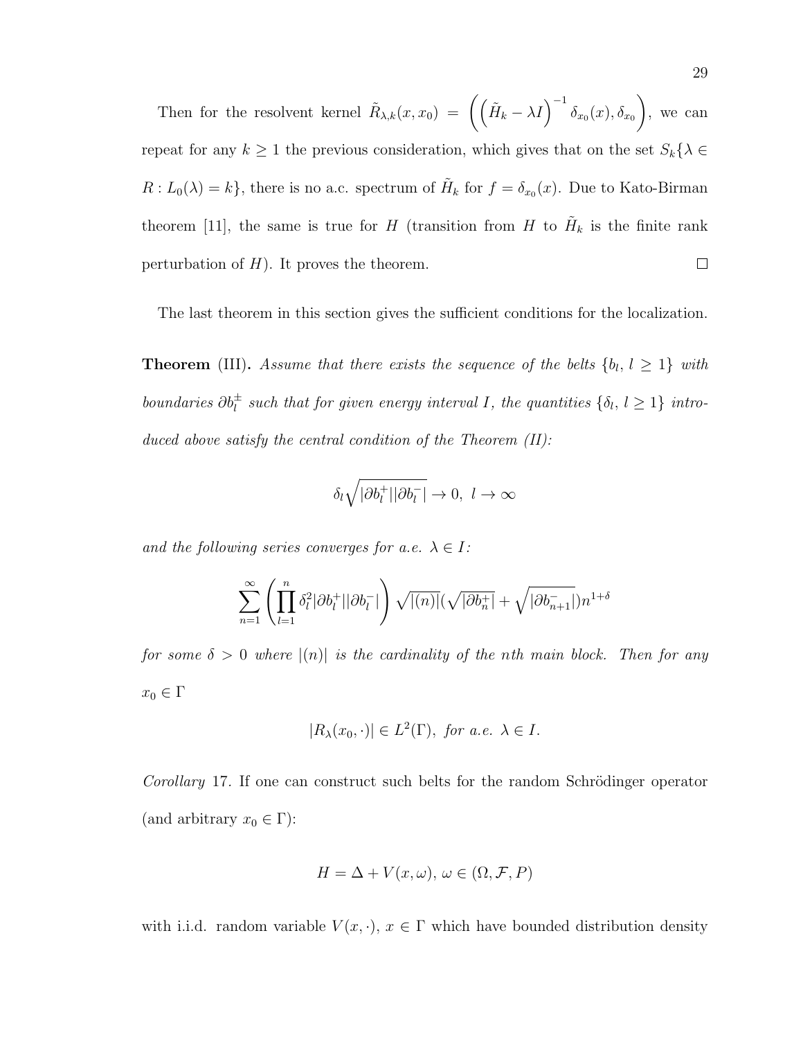Then for the resolvent kernel $\tilde{R}_{\lambda,k}(x,x_0) = \left(\left(\tilde{H}_k - \lambda I\right)^{-1} \delta_{x_0}(x), \delta_{x_0}\right)$, we can repeat for any $k \geq 1$ the previous consideration, which gives that on the set $S_k\{\lambda \in R : L_0(\lambda) = k\}$, there is no a.c. spectrum of $\tilde{H}_k$ for $f = \delta_{x_0}(x)$. Due to Kato-Birman theorem [11], the same is true for $H$ (transition from $H$ to $\tilde{H}_k$ is the finite rank perturbation of $H$). It proves the theorem. □

The last theorem in this section gives the sufficient conditions for the localization.

**Theorem** (III)**.** *Assume that there exists the sequence of the belts $\{b_l,\, l \geq 1\}$ with boundaries $\partial b_l^{\pm}$ such that for given energy interval $I$, the quantities $\{\delta_l,\, l \geq 1\}$ introduced above satisfy the central condition of the Theorem (II):*

$$\delta_l \sqrt{|\partial b_l^+||\partial b_l^-|} \to 0, \ l \to \infty$$

*and the following series converges for a.e. $\lambda \in I$:*

$$\sum_{n=1}^{\infty} \left( \prod_{l=1}^{n} \delta_l^2 |\partial b_l^+||\partial b_l^-| \right) \sqrt{|(n)|} (\sqrt{|\partial b_n^+|} + \sqrt{|\partial b_{n+1}^-|}) n^{1+\delta}$$

*for some $\delta > 0$ where $|(n)|$ is the cardinality of the nth main block. Then for any $x_0 \in \Gamma$*

$$|R_\lambda(x_0, \cdot)| \in L^2(\Gamma), \ \textit{for a.e. } \lambda \in I.$$

*Corollary* 17. If one can construct such belts for the random Schrödinger operator (and arbitrary $x_0 \in \Gamma$):

$$H = \Delta + V(x,\omega),\, \omega \in (\Omega, \mathcal{F}, P)$$

with i.i.d. random variable $V(x,\cdot)$, $x \in \Gamma$ which have bounded distribution density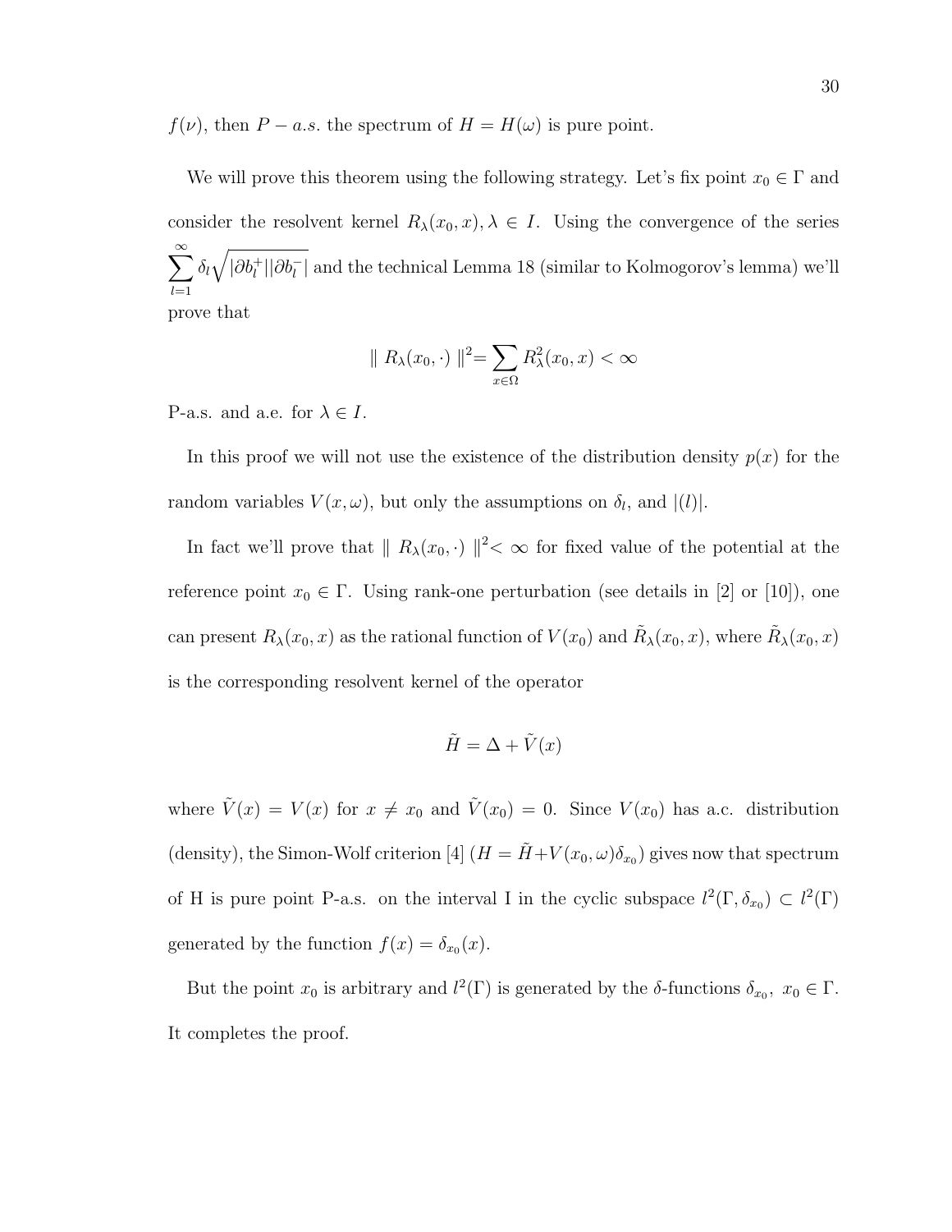$f(\nu)$, then $P-a.s.$ the spectrum of $H = H(\omega)$ is pure point.

We will prove this theorem using the following strategy. Let's fix point $x_0 \in \Gamma$ and consider the resolvent kernel $R_\lambda(x_0, x), \lambda \in I$. Using the convergence of the series $\sum_{l=1}^{\infty} \delta_l \sqrt{|\partial b_l^+||\partial b_l^-|}$ and the technical Lemma 18 (similar to Kolmogorov's lemma) we'll prove that

$$\| R_\lambda(x_0, \cdot) \|^2 = \sum_{x \in \Omega} R_\lambda^2(x_0, x) < \infty$$

P-a.s. and a.e. for $\lambda \in I$.

In this proof we will not use the existence of the distribution density $p(x)$ for the random variables $V(x, \omega)$, but only the assumptions on $\delta_l$, and $|(l)|$.

In fact we'll prove that $\| R_\lambda(x_0, \cdot) \|^2 < \infty$ for fixed value of the potential at the reference point $x_0 \in \Gamma$. Using rank-one perturbation (see details in [2] or [10]), one can present $R_\lambda(x_0, x)$ as the rational function of $V(x_0)$ and $\tilde{R}_\lambda(x_0, x)$, where $\tilde{R}_\lambda(x_0, x)$ is the corresponding resolvent kernel of the operator

$$\tilde{H} = \Delta + \tilde{V}(x)$$

where $\tilde{V}(x) = V(x)$ for $x \neq x_0$ and $\tilde{V}(x_0) = 0$. Since $V(x_0)$ has a.c. distribution (density), the Simon-Wolf criterion [4] ($H = \tilde{H} + V(x_0, \omega)\delta_{x_0}$) gives now that spectrum of H is pure point P-a.s. on the interval I in the cyclic subspace $l^2(\Gamma, \delta_{x_0}) \subset l^2(\Gamma)$ generated by the function $f(x) = \delta_{x_0}(x)$.

But the point $x_0$ is arbitrary and $l^2(\Gamma)$ is generated by the $\delta$-functions $\delta_{x_0},\ x_0 \in \Gamma$. It completes the proof.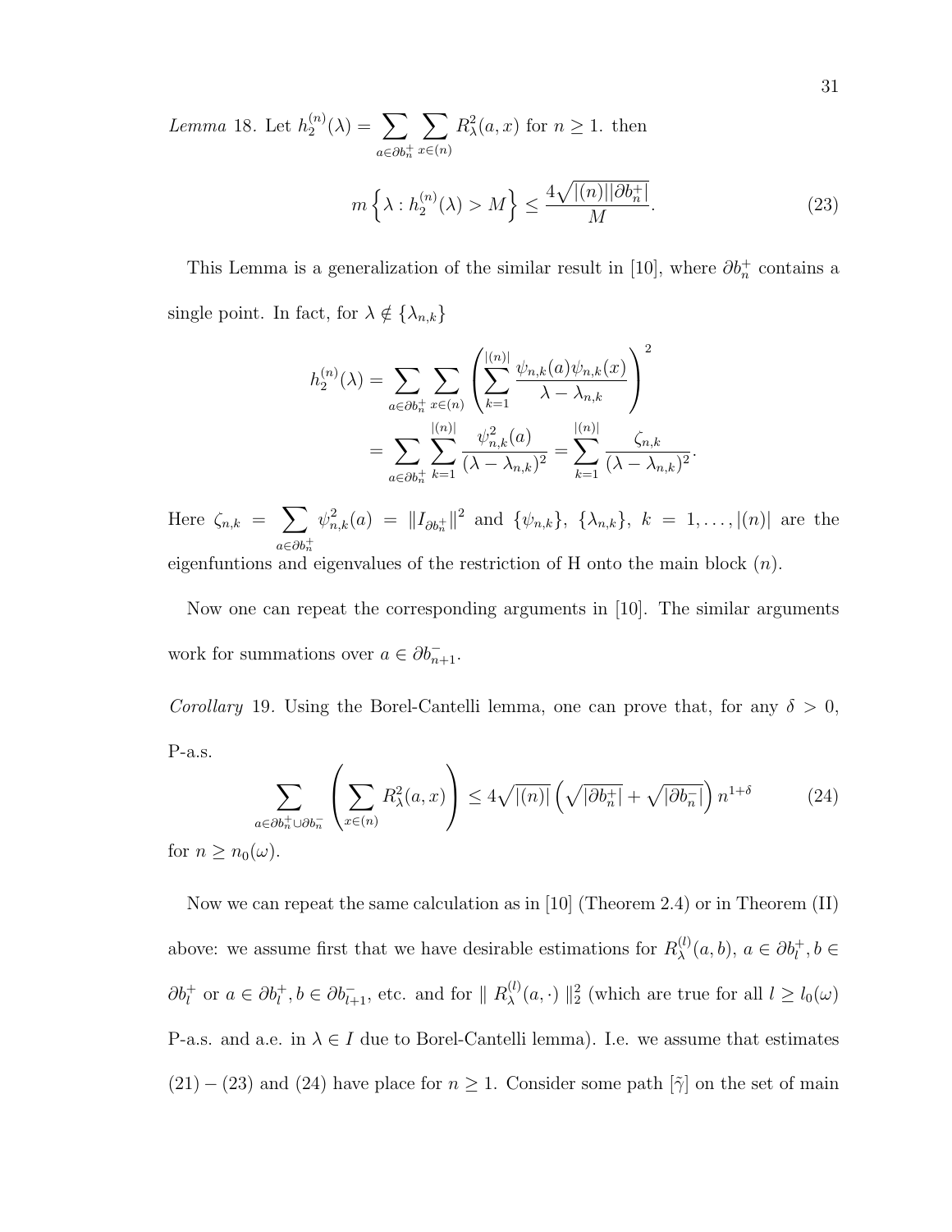*Lemma* 18. Let $h_2^{(n)}(\lambda) = \sum_{a \in \partial b_n^+} \sum_{x \in (n)} R_\lambda^2(a,x)$ for $n \geq 1$. then

$$m\left\{\lambda : h_2^{(n)}(\lambda) > M\right\} \leq \frac{4\sqrt{|(n)||\partial b_n^+|}}{M}. \tag{23}$$

This Lemma is a generalization of the similar result in [10], where $\partial b_n^+$ contains a single point. In fact, for $\lambda \notin \{\lambda_{n,k}\}$

$$\begin{aligned}
h_2^{(n)}(\lambda) &= \sum_{a \in \partial b_n^+} \sum_{x \in (n)} \left( \sum_{k=1}^{|(n)|} \frac{\psi_{n,k}(a)\psi_{n,k}(x)}{\lambda - \lambda_{n,k}} \right)^2 \\
&= \sum_{a \in \partial b_n^+} \sum_{k=1}^{|(n)|} \frac{\psi_{n,k}^2(a)}{(\lambda - \lambda_{n,k})^2} = \sum_{k=1}^{|(n)|} \frac{\zeta_{n,k}}{(\lambda - \lambda_{n,k})^2}.
\end{aligned}$$

Here $\zeta_{n,k} = \sum_{a \in \partial b_n^+} \psi_{n,k}^2(a) = \|I_{\partial b_n^+}\|^2$ and $\{\psi_{n,k}\}$, $\{\lambda_{n,k}\}$, $k = 1, \ldots, |(n)|$ are the eigenfuntions and eigenvalues of the restriction of H onto the main block $(n)$.

Now one can repeat the corresponding arguments in [10]. The similar arguments work for summations over $a \in \partial b_{n+1}^-$.

*Corollary* 19. Using the Borel-Cantelli lemma, one can prove that, for any $\delta > 0$, P-a.s.

$$\sum_{a \in \partial b_n^+ \cup \partial b_n^-} \left( \sum_{x \in (n)} R_\lambda^2(a,x) \right) \leq 4\sqrt{|(n)|}\left(\sqrt{|\partial b_n^+|} + \sqrt{|\partial b_n^-|}\right) n^{1+\delta} \tag{24}$$

for $n \geq n_0(\omega)$.

Now we can repeat the same calculation as in [10] (Theorem 2.4) or in Theorem (II) above: we assume first that we have desirable estimations for $R_\lambda^{(l)}(a,b)$, $a \in \partial b_l^+, b \in \partial b_l^+$ or $a \in \partial b_l^+, b \in \partial b_{l+1}^-$, etc. and for $\| R_\lambda^{(l)}(a,\cdot) \|_2^2$ (which are true for all $l \geq l_0(\omega)$ P-a.s. and a.e. in $\lambda \in I$ due to Borel-Cantelli lemma). I.e. we assume that estimates (21) – (23) and (24) have place for $n \geq 1$. Consider some path $[\tilde{\gamma}]$ on the set of main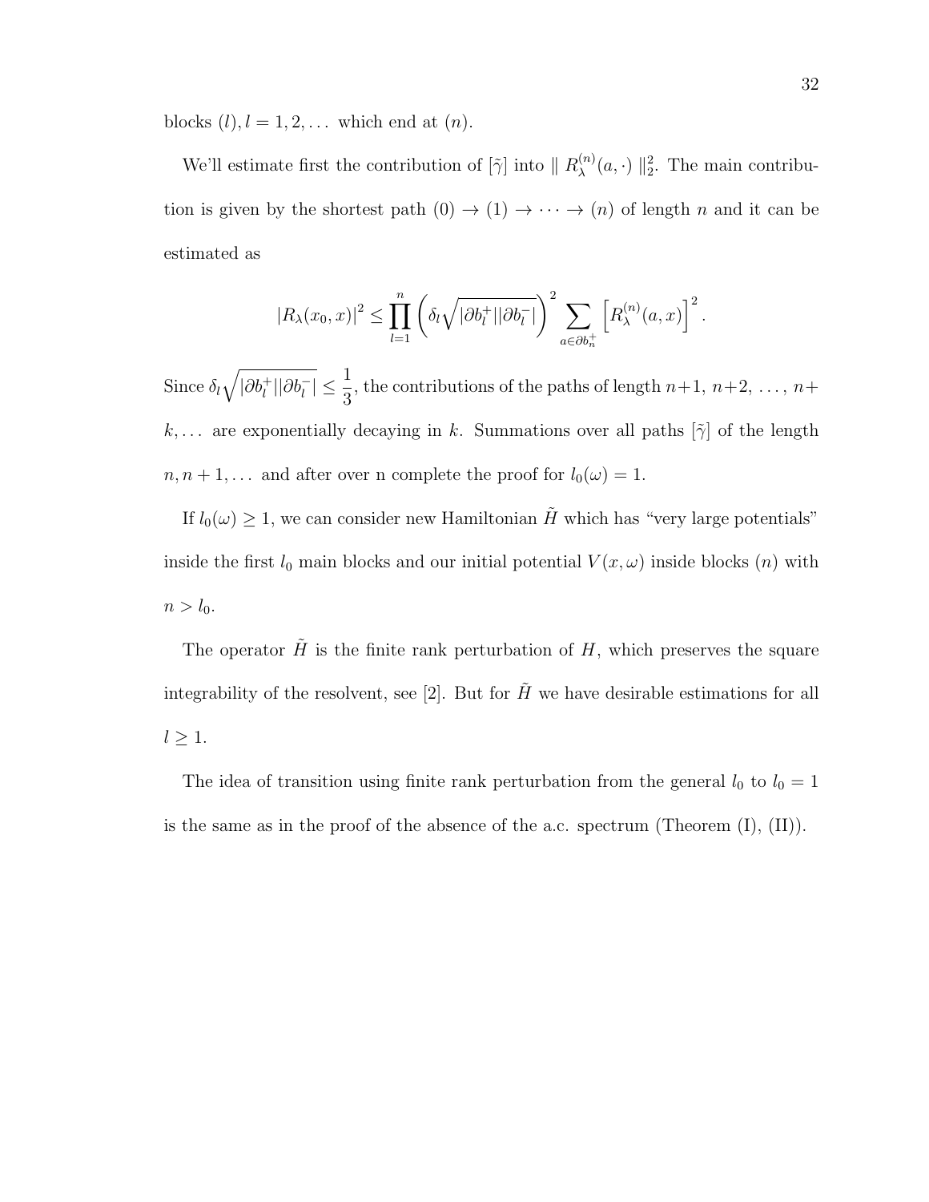blocks $(l), l = 1, 2, \dots$ which end at $(n)$.

We'll estimate first the contribution of $[\tilde{\gamma}]$ into $\| R_\lambda^{(n)}(a, \cdot) \|_2^2$. The main contribution is given by the shortest path $(0) \to (1) \to \cdots \to (n)$ of length $n$ and it can be estimated as

$$|R_\lambda(x_0, x)|^2 \le \prod_{l=1}^{n} \left( \delta_l \sqrt{|\partial b_l^+||\partial b_l^-|} \right)^2 \sum_{a \in \partial b_n^+} \left[ R_\lambda^{(n)}(a, x) \right]^2 .$$

Since $\delta_l \sqrt{|\partial b_l^+||\partial b_l^-|} \le \dfrac{1}{3}$, the contributions of the paths of length $n+1$, $n+2$, $\dots$, $n+k, \dots$ are exponentially decaying in $k$. Summations over all paths $[\tilde{\gamma}]$ of the length $n, n+1, \dots$ and after over n complete the proof for $l_0(\omega) = 1$.

If $l_0(\omega) \ge 1$, we can consider new Hamiltonian $\tilde{H}$ which has "very large potentials" inside the first $l_0$ main blocks and our initial potential $V(x, \omega)$ inside blocks $(n)$ with $n > l_0$.

The operator $\tilde{H}$ is the finite rank perturbation of $H$, which preserves the square integrability of the resolvent, see [2]. But for $\tilde{H}$ we have desirable estimations for all $l \ge 1$.

The idea of transition using finite rank perturbation from the general $l_0$ to $l_0 = 1$ is the same as in the proof of the absence of the a.c. spectrum (Theorem (I), (II)).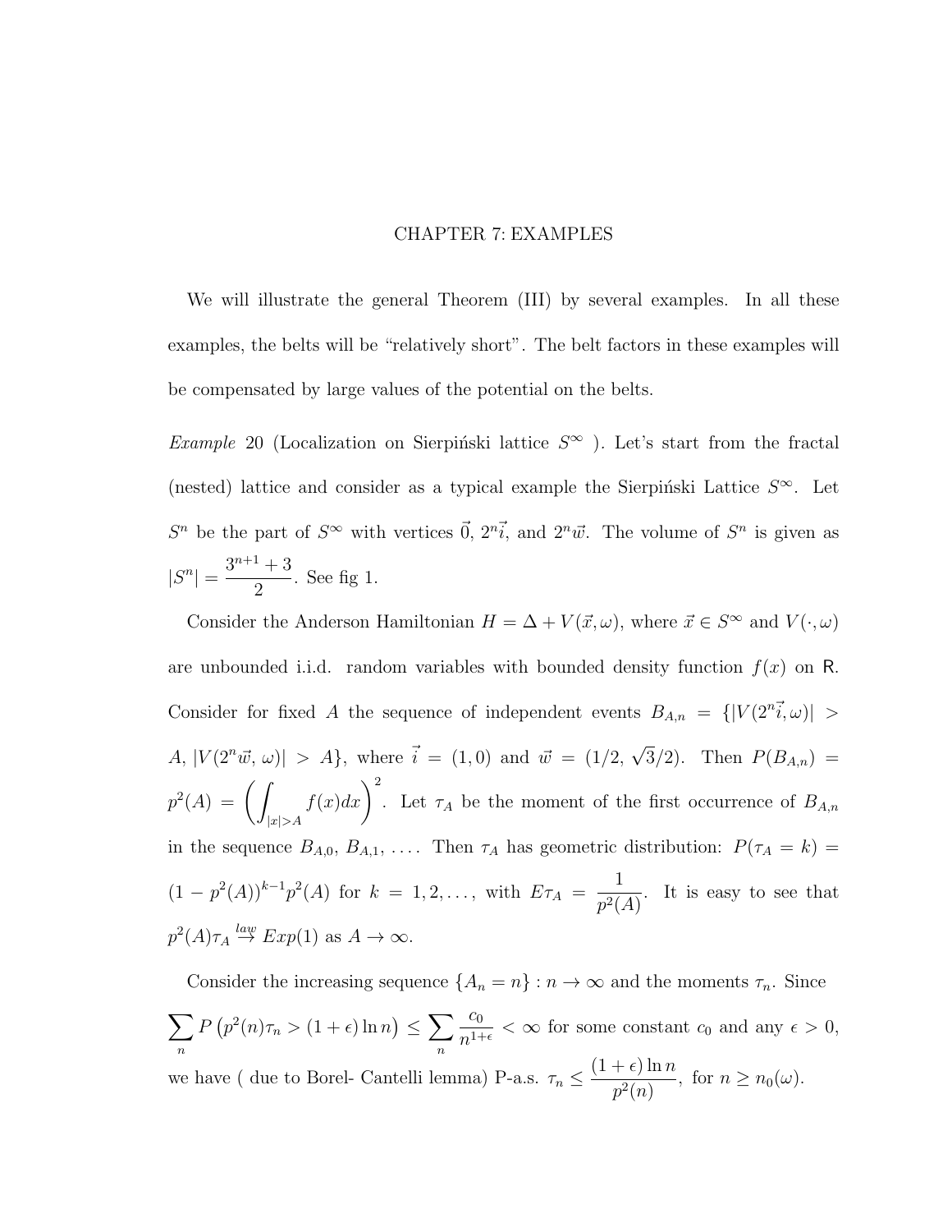# CHAPTER 7: EXAMPLES

We will illustrate the general Theorem (III) by several examples. In all these examples, the belts will be "relatively short". The belt factors in these examples will be compensated by large values of the potential on the belts.

*Example* 20 (Localization on Sierpiński lattice $S^\infty$ ). Let's start from the fractal (nested) lattice and consider as a typical example the Sierpiński Lattice $S^\infty$. Let $S^n$ be the part of $S^\infty$ with vertices $\vec{0}$, $2^n\vec{i}$, and $2^n\vec{w}$. The volume of $S^n$ is given as $|S^n| = \dfrac{3^{n+1}+3}{2}$. See fig 1.

Consider the Anderson Hamiltonian $H = \Delta + V(\vec{x}, \omega)$, where $\vec{x} \in S^\infty$ and $V(\cdot, \omega)$ are unbounded i.i.d. random variables with bounded density function $f(x)$ on $\mathsf{R}$. Consider for fixed $A$ the sequence of independent events $B_{A,n} = \{|V(2^n\vec{i}, \omega)| > A, |V(2^n\vec{w}, \omega)| > A\}$, where $\vec{i} = (1, 0)$ and $\vec{w} = (1/2, \sqrt{3}/2)$. Then $P(B_{A,n}) = p^2(A) = \left(\displaystyle\int_{|x|>A} f(x)dx\right)^2$. Let $\tau_A$ be the moment of the first occurrence of $B_{A,n}$ in the sequence $B_{A,0}, B_{A,1}, \ldots$. Then $\tau_A$ has geometric distribution: $P(\tau_A = k) = (1-p^2(A))^{k-1}p^2(A)$ for $k = 1, 2, \ldots$, with $E\tau_A = \dfrac{1}{p^2(A)}$. It is easy to see that $p^2(A)\tau_A \overset{law}{\to} Exp(1)$ as $A \to \infty$.

Consider the increasing sequence $\{A_n = n\} : n \to \infty$ and the moments $\tau_n$. Since $\displaystyle\sum_n P\left(p^2(n)\tau_n > (1+\epsilon)\ln n\right) \le \sum_n \frac{c_0}{n^{1+\epsilon}} < \infty$ for some constant $c_0$ and any $\epsilon > 0$, we have ( due to Borel- Cantelli lemma) P-a.s. $\tau_n \le \dfrac{(1+\epsilon)\ln n}{p^2(n)}$, for $n \ge n_0(\omega)$.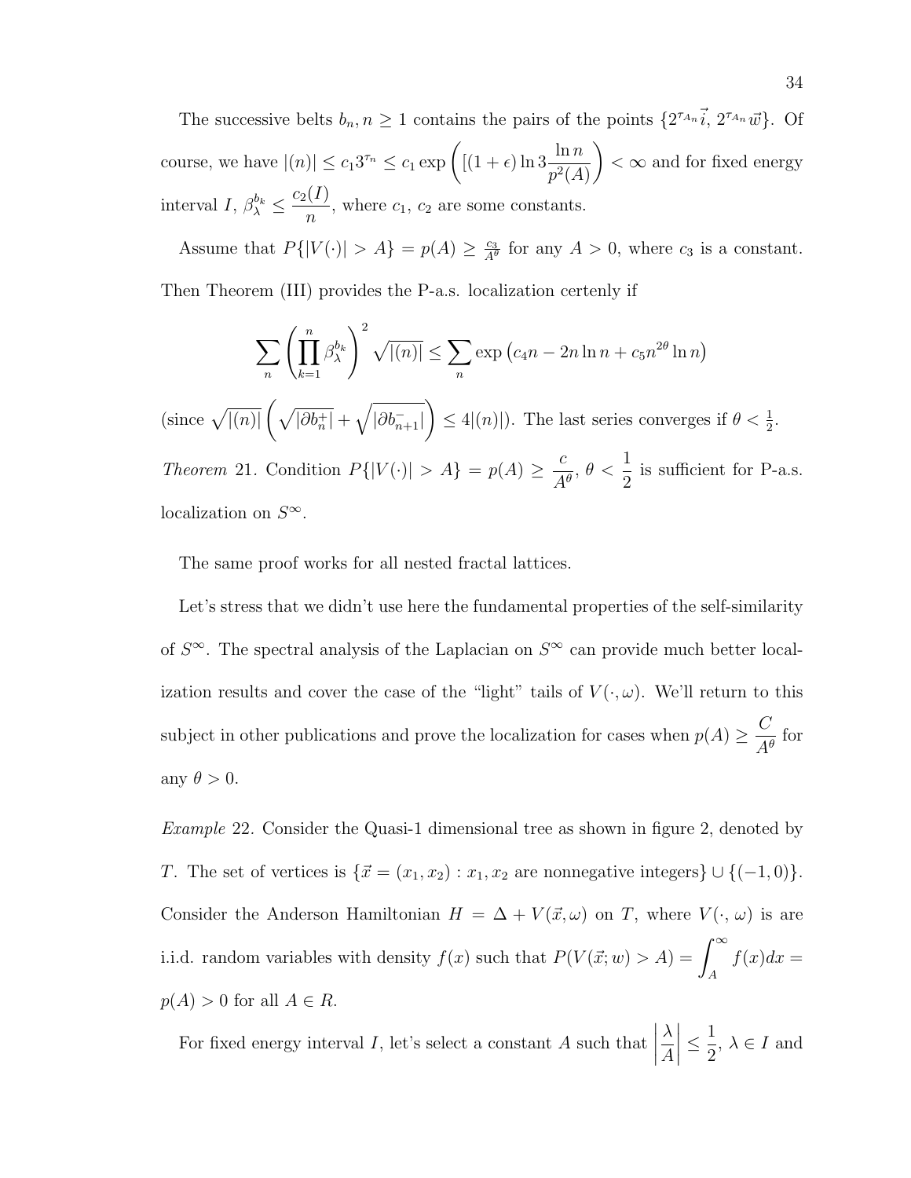The successive belts $b_n, n \geq 1$ contains the pairs of the points $\{2^{\tau_{A_n}}\vec{i},\, 2^{\tau_{A_n}}\vec{w}\}$. Of course, we have $|(n)| \leq c_1 3^{\tau_n} \leq c_1 \exp\left([(1+\epsilon)\ln 3 \dfrac{\ln n}{p^2(A)}\right) < \infty$ and for fixed energy interval $I$, $\beta_\lambda^{b_k} \leq \dfrac{c_2(I)}{n}$, where $c_1$, $c_2$ are some constants.

Assume that $P\{|V(\cdot)| > A\} = p(A) \geq \frac{c_3}{A^\theta}$ for any $A > 0$, where $c_3$ is a constant. Then Theorem (III) provides the P-a.s. localization certenly if

$$\sum_n \left(\prod_{k=1}^{n} \beta_\lambda^{b_k}\right)^2 \sqrt{|(n)|} \leq \sum_n \exp\left(c_4 n - 2n\ln n + c_5 n^{2\theta} \ln n\right)$$

(since $\sqrt{|(n)|}\left(\sqrt{|\partial b_n^+|} + \sqrt{|\partial b_{n+1}^-|}\right) \leq 4|(n)|$). The last series converges if $\theta < \frac{1}{2}$.

*Theorem* 21. Condition $P\{|V(\cdot)| > A\} = p(A) \geq \dfrac{c}{A^\theta}$, $\theta < \dfrac{1}{2}$ is sufficient for P-a.s. localization on $S^\infty$.

The same proof works for all nested fractal lattices.

Let's stress that we didn't use here the fundamental properties of the self-similarity of $S^\infty$. The spectral analysis of the Laplacian on $S^\infty$ can provide much better localization results and cover the case of the "light" tails of $V(\cdot, \omega)$. We'll return to this subject in other publications and prove the localization for cases when $p(A) \geq \dfrac{C}{A^\theta}$ for any $\theta > 0$.

*Example* 22. Consider the Quasi-1 dimensional tree as shown in figure 2, denoted by $T$. The set of vertices is $\{\vec{x} = (x_1, x_2) : x_1, x_2 \text{ are nonnegative integers}\} \cup \{(-1, 0)\}$. Consider the Anderson Hamiltonian $H = \Delta + V(\vec{x}, \omega)$ on $T$, where $V(\cdot, \omega)$ is are i.i.d. random variables with density $f(x)$ such that $P(V(\vec{x}; w) > A) = \displaystyle\int_A^\infty f(x)dx = p(A) > 0$ for all $A \in R$.

For fixed energy interval $I$, let's select a constant $A$ such that $\left|\dfrac{\lambda}{A}\right| \leq \dfrac{1}{2}$, $\lambda \in I$ and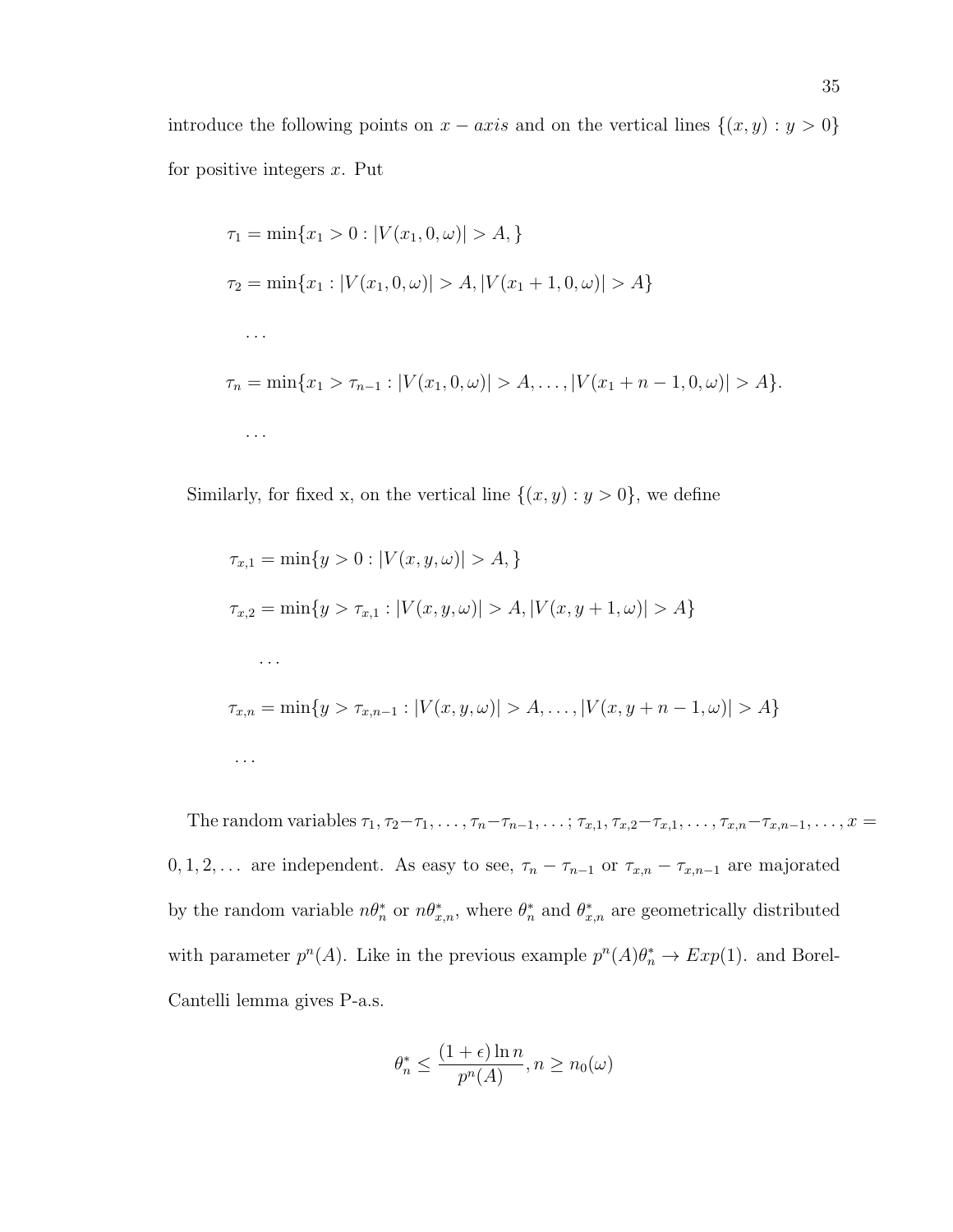introduce the following points on $x - axis$ and on the vertical lines $\{(x, y) : y > 0\}$ for positive integers $x$. Put

$$\tau_1 = \min\{x_1 > 0 : |V(x_1, 0, \omega)| > A, \}$$

$$\tau_2 = \min\{x_1 : |V(x_1, 0, \omega)| > A, |V(x_1 + 1, 0, \omega)| > A\}$$

$$\dots$$

$$\tau_n = \min\{x_1 > \tau_{n-1} : |V(x_1, 0, \omega)| > A, \dots, |V(x_1 + n - 1, 0, \omega)| > A\}.$$

$$\dots$$

Similarly, for fixed x, on the vertical line $\{(x, y) : y > 0\}$, we define

$$\tau_{x,1} = \min\{y > 0 : |V(x, y, \omega)| > A, \}$$

$$\tau_{x,2} = \min\{y > \tau_{x,1} : |V(x, y, \omega)| > A, |V(x, y + 1, \omega)| > A\}$$

$$\dots$$

$$\tau_{x,n} = \min\{y > \tau_{x,n-1} : |V(x, y, \omega)| > A, \dots, |V(x, y + n - 1, \omega)| > A\}$$

$$\dots$$

The random variables $\tau_1, \tau_2 - \tau_1, \dots, \tau_n - \tau_{n-1}, \dots; \tau_{x,1}, \tau_{x,2} - \tau_{x,1}, \dots, \tau_{x,n} - \tau_{x,n-1}, \dots, x = 0, 1, 2, \dots$ are independent. As easy to see, $\tau_n - \tau_{n-1}$ or $\tau_{x,n} - \tau_{x,n-1}$ are majorated by the random variable $n\theta_n^*$ or $n\theta_{x,n}^*$, where $\theta_n^*$ and $\theta_{x,n}^*$ are geometrically distributed with parameter $p^n(A)$. Like in the previous example $p^n(A)\theta_n^* \to Exp(1)$. and Borel-Cantelli lemma gives P-a.s.

$$\theta_n^* \leq \frac{(1 + \epsilon) \ln n}{p^n(A)}, n \geq n_0(\omega)$$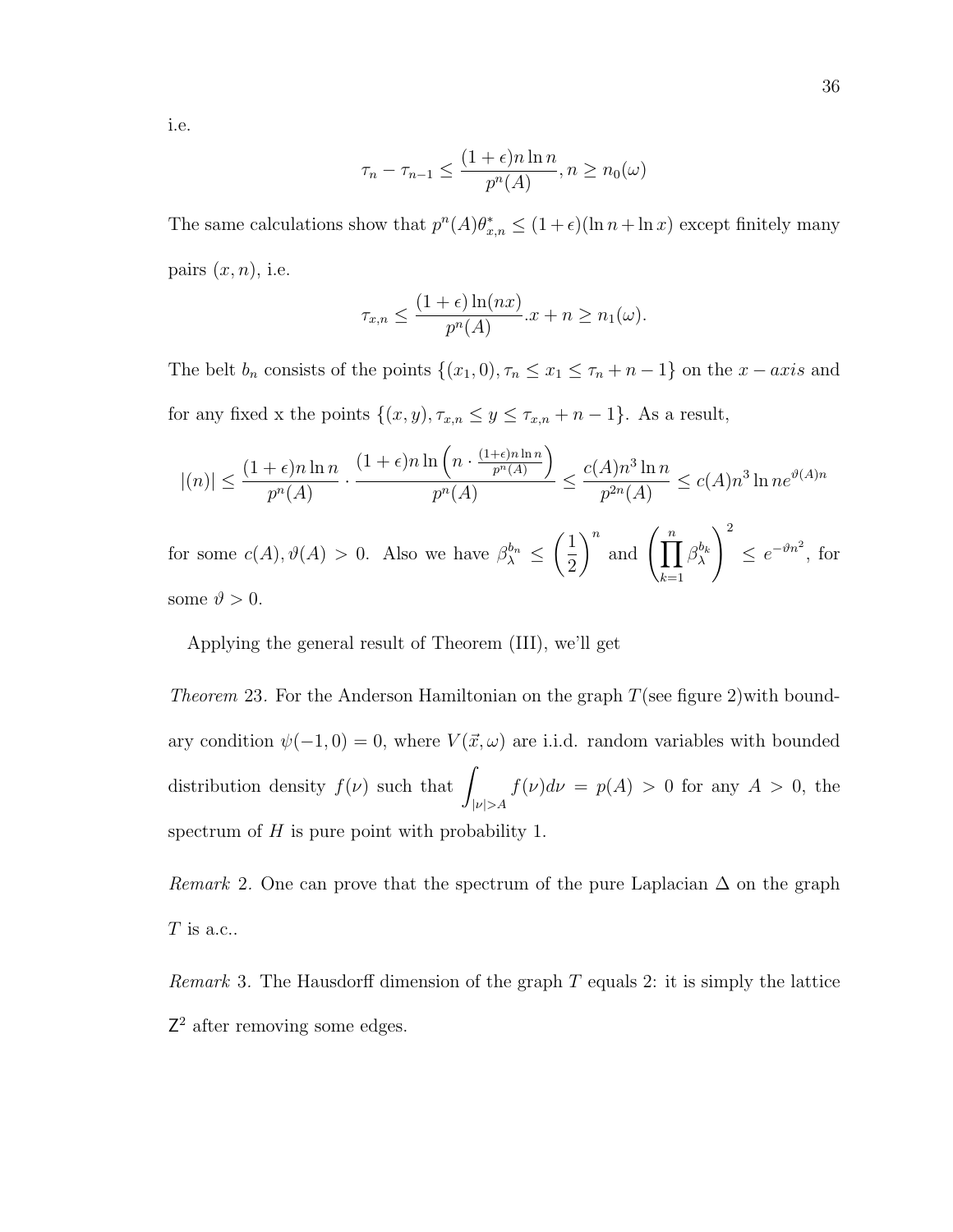i.e.

$$\tau_n - \tau_{n-1} \leq \frac{(1+\epsilon)n \ln n}{p^n(A)}, n \geq n_0(\omega)$$

The same calculations show that $p^n(A)\theta^*_{x,n} \leq (1+\epsilon)(\ln n + \ln x)$ except finitely many pairs $(x, n)$, i.e.

$$\tau_{x,n} \leq \frac{(1+\epsilon)\ln(nx)}{p^n(A)}.x + n \geq n_1(\omega).$$

The belt $b_n$ consists of the points $\{(x_1, 0), \tau_n \leq x_1 \leq \tau_n + n - 1\}$ on the $x-axis$ and for any fixed x the points $\{(x, y), \tau_{x,n} \leq y \leq \tau_{x,n} + n - 1\}$. As a result,

$$|(n)| \leq \frac{(1+\epsilon)n \ln n}{p^n(A)} \cdot \frac{(1+\epsilon)n \ln\left(n \cdot \frac{(1+\epsilon)n \ln n}{p^n(A)}\right)}{p^n(A)} \leq \frac{c(A)n^3 \ln n}{p^{2n}(A)} \leq c(A)n^3 \ln n e^{\vartheta(A)n}$$

for some $c(A), \vartheta(A) > 0$. Also we have $\beta_\lambda^{b_n} \leq \left(\frac{1}{2}\right)^n$ and $\left(\prod_{k=1}^n \beta_\lambda^{b_k}\right)^2 \leq e^{-\vartheta n^2}$, for some $\vartheta > 0$.

Applying the general result of Theorem (III), we'll get

*Theorem* 23. For the Anderson Hamiltonian on the graph $T$(see figure 2)with boundary condition $\psi(-1, 0) = 0$, where $V(\vec{x}, \omega)$ are i.i.d. random variables with bounded distribution density $f(\nu)$ such that $\int_{|\nu|>A} f(\nu)d\nu = p(A) > 0$ for any $A > 0$, the spectrum of $H$ is pure point with probability 1.

*Remark* 2. One can prove that the spectrum of the pure Laplacian $\Delta$ on the graph $T$ is a.c..

*Remark* 3. The Hausdorff dimension of the graph $T$ equals 2: it is simply the lattice $\mathsf{Z}^2$ after removing some edges.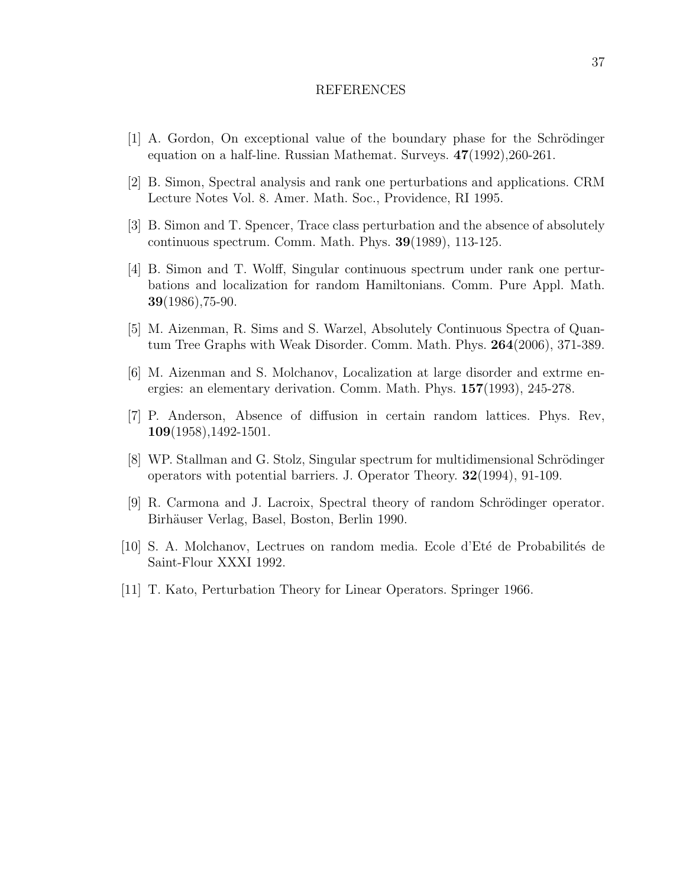# REFERENCES

[1] A. Gordon, On exceptional value of the boundary phase for the Schrödinger equation on a half-line. Russian Mathemat. Surveys. **47**(1992),260-261.

[2] B. Simon, Spectral analysis and rank one perturbations and applications. CRM Lecture Notes Vol. 8. Amer. Math. Soc., Providence, RI 1995.

[3] B. Simon and T. Spencer, Trace class perturbation and the absence of absolutely continuous spectrum. Comm. Math. Phys. **39**(1989), 113-125.

[4] B. Simon and T. Wolff, Singular continuous spectrum under rank one perturbations and localization for random Hamiltonians. Comm. Pure Appl. Math. **39**(1986),75-90.

[5] M. Aizenman, R. Sims and S. Warzel, Absolutely Continuous Spectra of Quantum Tree Graphs with Weak Disorder. Comm. Math. Phys. **264**(2006), 371-389.

[6] M. Aizenman and S. Molchanov, Localization at large disorder and extrme energies: an elementary derivation. Comm. Math. Phys. **157**(1993), 245-278.

[7] P. Anderson, Absence of diffusion in certain random lattices. Phys. Rev, **109**(1958),1492-1501.

[8] WP. Stallman and G. Stolz, Singular spectrum for multidimensional Schrödinger operators with potential barriers. J. Operator Theory. **32**(1994), 91-109.

[9] R. Carmona and J. Lacroix, Spectral theory of random Schrödinger operator. Birhäuser Verlag, Basel, Boston, Berlin 1990.

[10] S. A. Molchanov, Lectrues on random media. Ecole d'Eté de Probabilités de Saint-Flour XXXI 1992.

[11] T. Kato, Perturbation Theory for Linear Operators. Springer 1966.